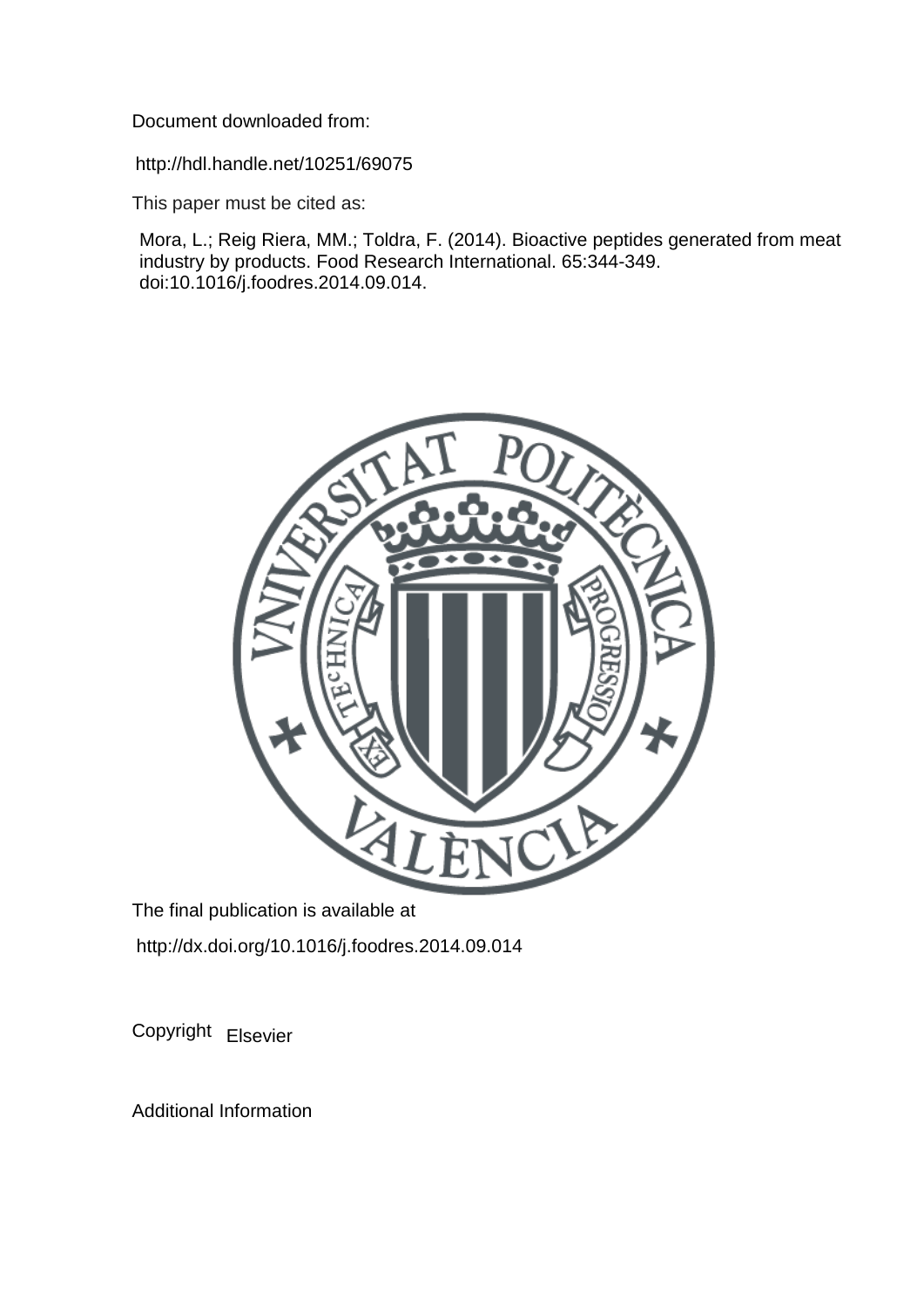Document downloaded from:

http://hdl.handle.net/10251/69075

This paper must be cited as:

Mora, L.; Reig Riera, MM.; Toldra, F. (2014). Bioactive peptides generated from meat industry by products. Food Research International. 65:344-349. doi:10.1016/j.foodres.2014.09.014.

The final publication is available at

http://dx.doi.org/10.1016/j.foodres.2014.09.014

Copyright Elsevier

Additional Information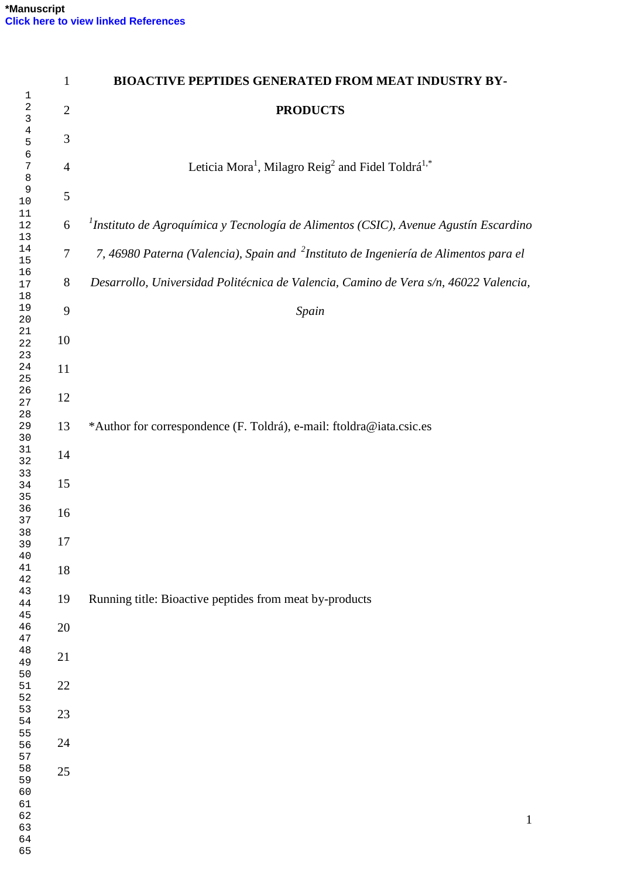# BIOACTIVE PEPTIDES GENERATED FROM MEAT INDUSTRY BY-PRODUCTS

Leticia Mora[1], Milagro Reig[2] and Fidel Toldrá[1,*]

*[1]Instituto de Agroquímica y Tecnología de Alimentos (CSIC), Avenue Agustín Escardino 7, 46980 Paterna (Valencia), Spain and [2]Instituto de Ingeniería de Alimentos para el Desarrollo, Universidad Politécnica de Valencia, Camino de Vera s/n, 46022 Valencia, Spain*

*Author for correspondence (F. Toldrá), e-mail: ftoldra@iata.csic.es

Running title: Bioactive peptides from meat by-products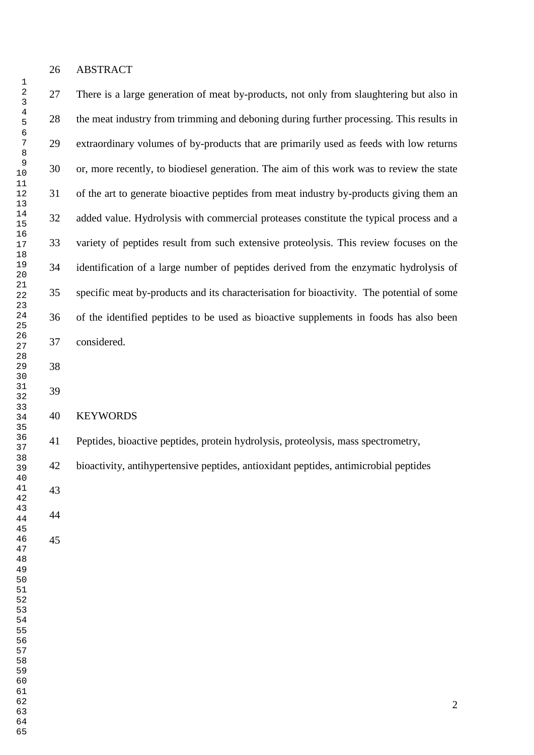## ABSTRACT

There is a large generation of meat by-products, not only from slaughtering but also in the meat industry from trimming and deboning during further processing. This results in extraordinary volumes of by-products that are primarily used as feeds with low returns or, more recently, to biodiesel generation. The aim of this work was to review the state of the art to generate bioactive peptides from meat industry by-products giving them an added value. Hydrolysis with commercial proteases constitute the typical process and a variety of peptides result from such extensive proteolysis. This review focuses on the identification of a large number of peptides derived from the enzymatic hydrolysis of specific meat by-products and its characterisation for bioactivity. The potential of some of the identified peptides to be used as bioactive supplements in foods has also been considered.

## KEYWORDS

Peptides, bioactive peptides, protein hydrolysis, proteolysis, mass spectrometry, bioactivity, antihypertensive peptides, antioxidant peptides, antimicrobial peptides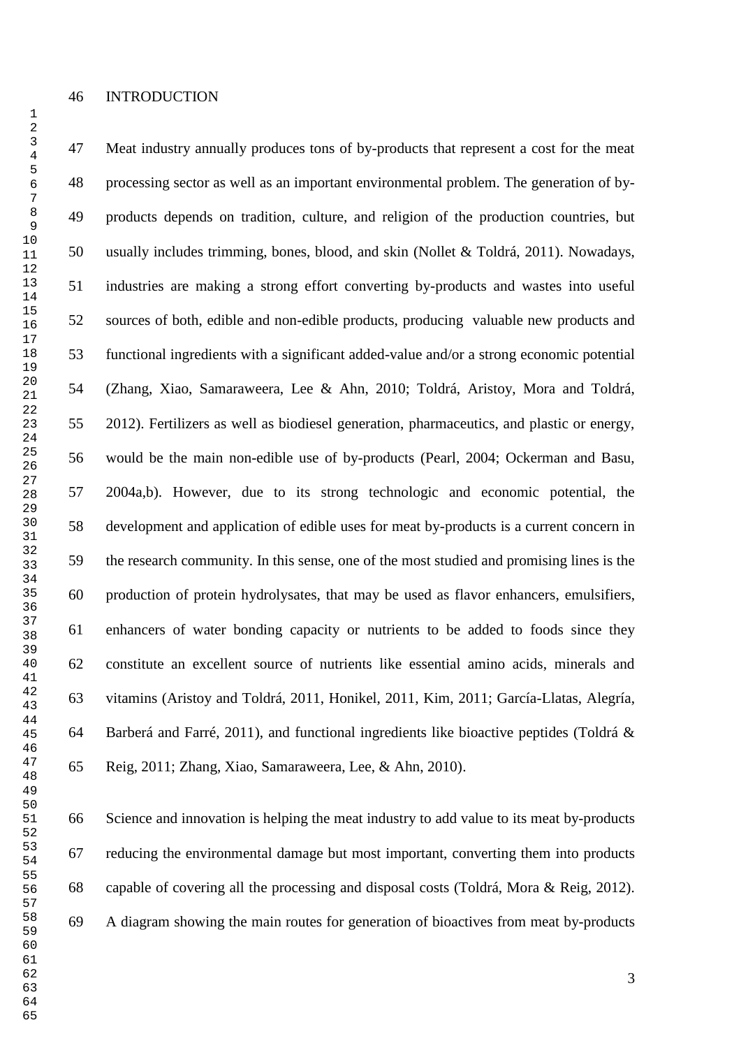# INTRODUCTION

Meat industry annually produces tons of by-products that represent a cost for the meat processing sector as well as an important environmental problem. The generation of by-products depends on tradition, culture, and religion of the production countries, but usually includes trimming, bones, blood, and skin (Nollet & Toldrá, 2011). Nowadays, industries are making a strong effort converting by-products and wastes into useful sources of both, edible and non-edible products, producing valuable new products and functional ingredients with a significant added-value and/or a strong economic potential (Zhang, Xiao, Samaraweera, Lee & Ahn, 2010; Toldrá, Aristoy, Mora and Toldrá, 2012). Fertilizers as well as biodiesel generation, pharmaceutics, and plastic or energy, would be the main non-edible use of by-products (Pearl, 2004; Ockerman and Basu, 2004a,b). However, due to its strong technologic and economic potential, the development and application of edible uses for meat by-products is a current concern in the research community. In this sense, one of the most studied and promising lines is the production of protein hydrolysates, that may be used as flavor enhancers, emulsifiers, enhancers of water bonding capacity or nutrients to be added to foods since they constitute an excellent source of nutrients like essential amino acids, minerals and vitamins (Aristoy and Toldrá, 2011, Honikel, 2011, Kim, 2011; García-Llatas, Alegría, Barberá and Farré, 2011), and functional ingredients like bioactive peptides (Toldrá & Reig, 2011; Zhang, Xiao, Samaraweera, Lee, & Ahn, 2010).

Science and innovation is helping the meat industry to add value to its meat by-products reducing the environmental damage but most important, converting them into products capable of covering all the processing and disposal costs (Toldrá, Mora & Reig, 2012). A diagram showing the main routes for generation of bioactives from meat by-products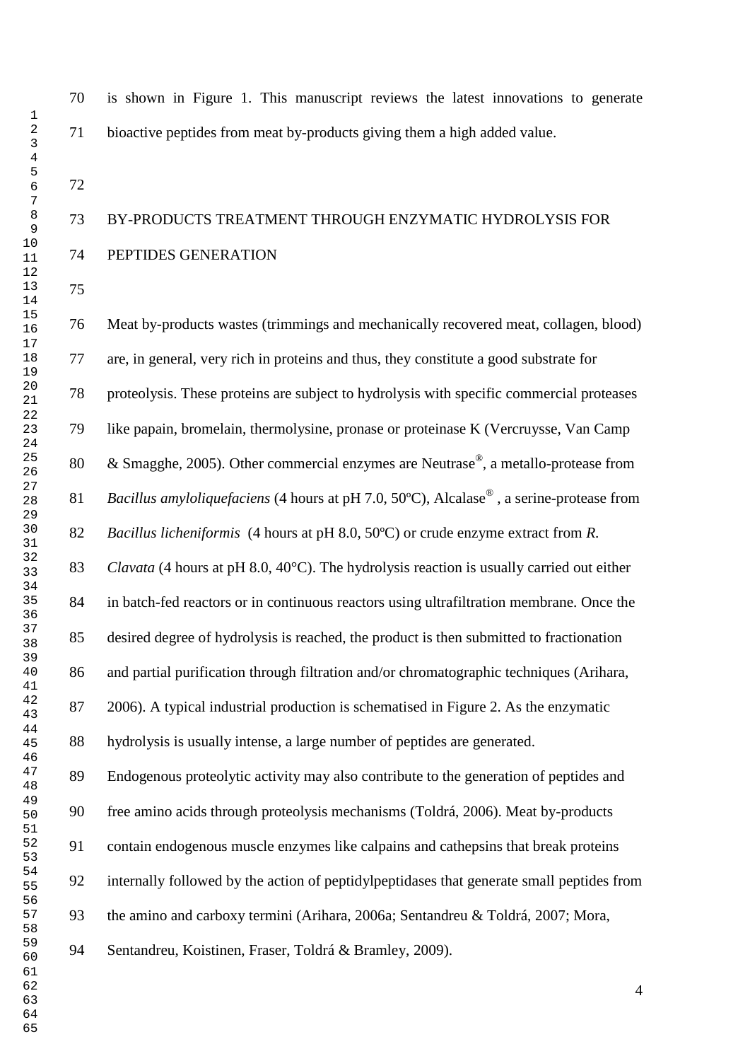is shown in Figure 1. This manuscript reviews the latest innovations to generate bioactive peptides from meat by-products giving them a high added value.

## BY-PRODUCTS TREATMENT THROUGH ENZYMATIC HYDROLYSIS FOR PEPTIDES GENERATION

Meat by-products wastes (trimmings and mechanically recovered meat, collagen, blood) are, in general, very rich in proteins and thus, they constitute a good substrate for proteolysis. These proteins are subject to hydrolysis with specific commercial proteases like papain, bromelain, thermolysine, pronase or proteinase K (Vercruysse, Van Camp & Smagghe, 2005). Other commercial enzymes are Neutrase®, a metallo-protease from *Bacillus amyloliquefaciens* (4 hours at pH 7.0, 50ºC), Alcalase®, a serine-protease from *Bacillus licheniformis* (4 hours at pH 8.0, 50ºC) or crude enzyme extract from *R. Clavata* (4 hours at pH 8.0, 40°C). The hydrolysis reaction is usually carried out either in batch-fed reactors or in continuous reactors using ultrafiltration membrane. Once the desired degree of hydrolysis is reached, the product is then submitted to fractionation and partial purification through filtration and/or chromatographic techniques (Arihara, 2006). A typical industrial production is schematised in Figure 2. As the enzymatic hydrolysis is usually intense, a large number of peptides are generated.

Endogenous proteolytic activity may also contribute to the generation of peptides and free amino acids through proteolysis mechanisms (Toldrá, 2006). Meat by-products contain endogenous muscle enzymes like calpains and cathepsins that break proteins internally followed by the action of peptidylpeptidases that generate small peptides from the amino and carboxy termini (Arihara, 2006a; Sentandreu & Toldrá, 2007; Mora, Sentandreu, Koistinen, Fraser, Toldrá & Bramley, 2009).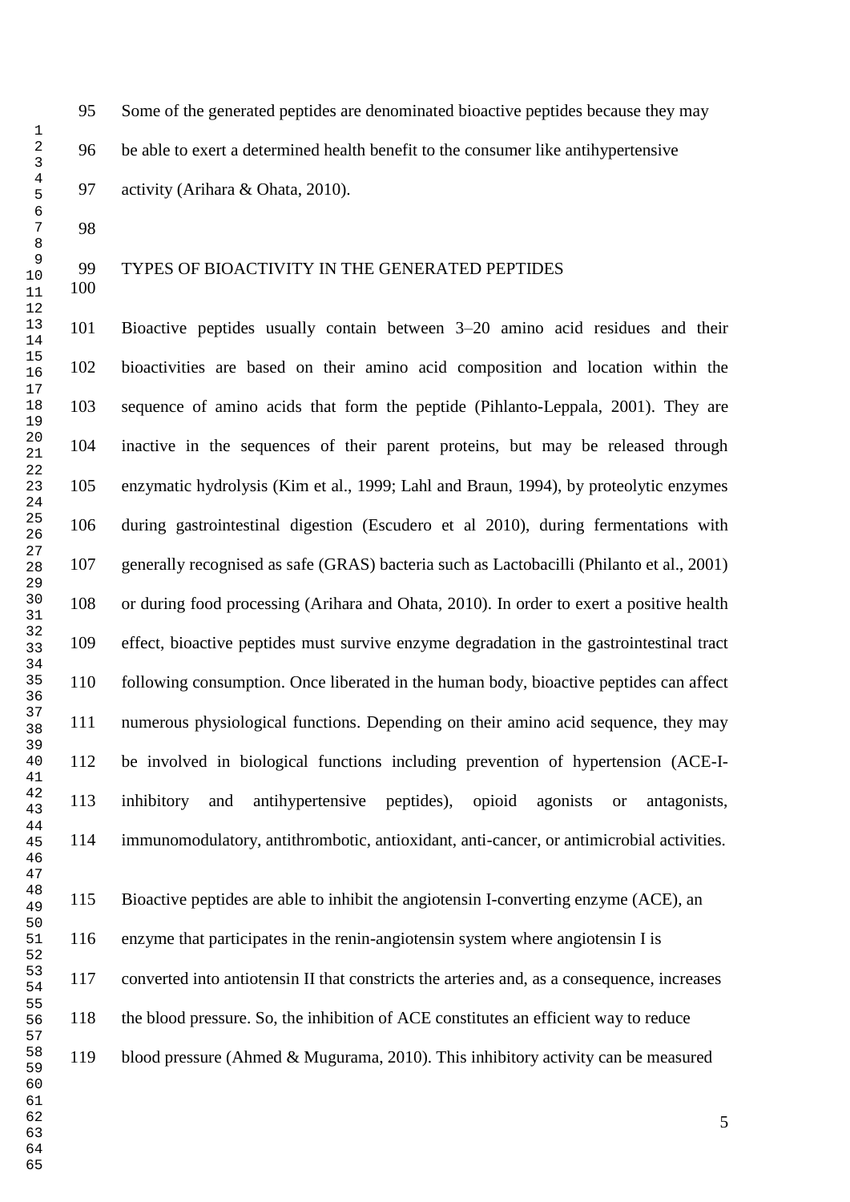Some of the generated peptides are denominated bioactive peptides because they may be able to exert a determined health benefit to the consumer like antihypertensive activity (Arihara & Ohata, 2010).

## TYPES OF BIOACTIVITY IN THE GENERATED PEPTIDES

Bioactive peptides usually contain between 3–20 amino acid residues and their bioactivities are based on their amino acid composition and location within the sequence of amino acids that form the peptide (Pihlanto-Leppala, 2001). They are inactive in the sequences of their parent proteins, but may be released through enzymatic hydrolysis (Kim et al., 1999; Lahl and Braun, 1994), by proteolytic enzymes during gastrointestinal digestion (Escudero et al 2010), during fermentations with generally recognised as safe (GRAS) bacteria such as Lactobacilli (Philanto et al., 2001) or during food processing (Arihara and Ohata, 2010). In order to exert a positive health effect, bioactive peptides must survive enzyme degradation in the gastrointestinal tract following consumption. Once liberated in the human body, bioactive peptides can affect numerous physiological functions. Depending on their amino acid sequence, they may be involved in biological functions including prevention of hypertension (ACE-I-inhibitory and antihypertensive peptides), opioid agonists or antagonists, immunomodulatory, antithrombotic, antioxidant, anti-cancer, or antimicrobial activities.

Bioactive peptides are able to inhibit the angiotensin I-converting enzyme (ACE), an enzyme that participates in the renin-angiotensin system where angiotensin I is converted into antiotensin II that constricts the arteries and, as a consequence, increases the blood pressure. So, the inhibition of ACE constitutes an efficient way to reduce blood pressure (Ahmed & Mugurama, 2010). This inhibitory activity can be measured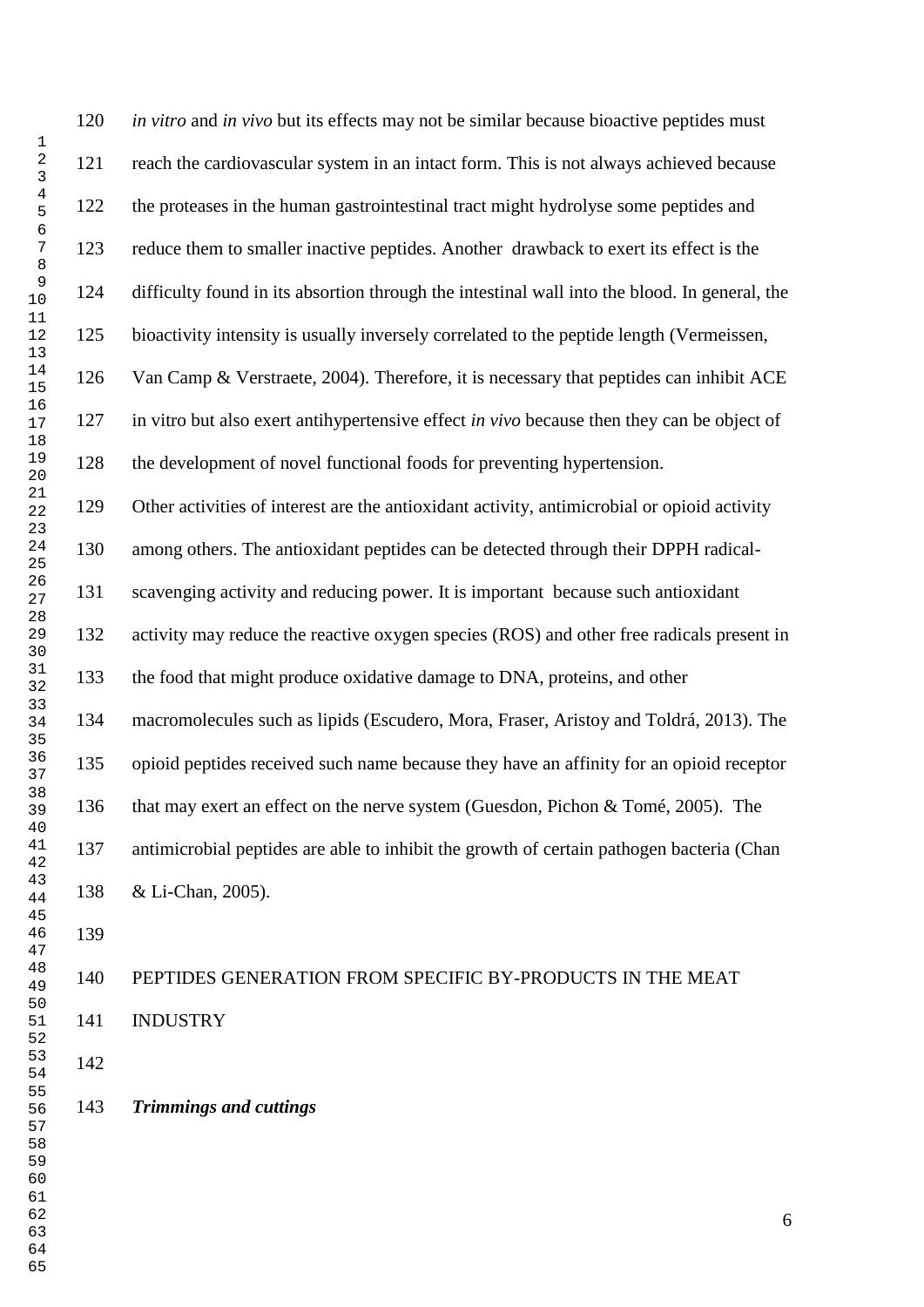*in vitro* and *in vivo* but its effects may not be similar because bioactive peptides must reach the cardiovascular system in an intact form. This is not always achieved because the proteases in the human gastrointestinal tract might hydrolyse some peptides and reduce them to smaller inactive peptides. Another drawback to exert its effect is the difficulty found in its absorption through the intestinal wall into the blood. In general, the bioactivity intensity is usually inversely correlated to the peptide length (Vermeissen, Van Camp & Verstraete, 2004). Therefore, it is necessary that peptides can inhibit ACE in vitro but also exert antihypertensive effect *in vivo* because then they can be object of the development of novel functional foods for preventing hypertension.

Other activities of interest are the antioxidant activity, antimicrobial or opioid activity among others. The antioxidant peptides can be detected through their DPPH radical-scavenging activity and reducing power. It is important because such antioxidant activity may reduce the reactive oxygen species (ROS) and other free radicals present in the food that might produce oxidative damage to DNA, proteins, and other macromolecules such as lipids (Escudero, Mora, Fraser, Aristoy and Toldrá, 2013). The opioid peptides received such name because they have an affinity for an opioid receptor that may exert an effect on the nerve system (Guesdon, Pichon & Tomé, 2005). The antimicrobial peptides are able to inhibit the growth of certain pathogen bacteria (Chan & Li-Chan, 2005).

## PEPTIDES GENERATION FROM SPECIFIC BY-PRODUCTS IN THE MEAT INDUSTRY

### *Trimmings and cuttings*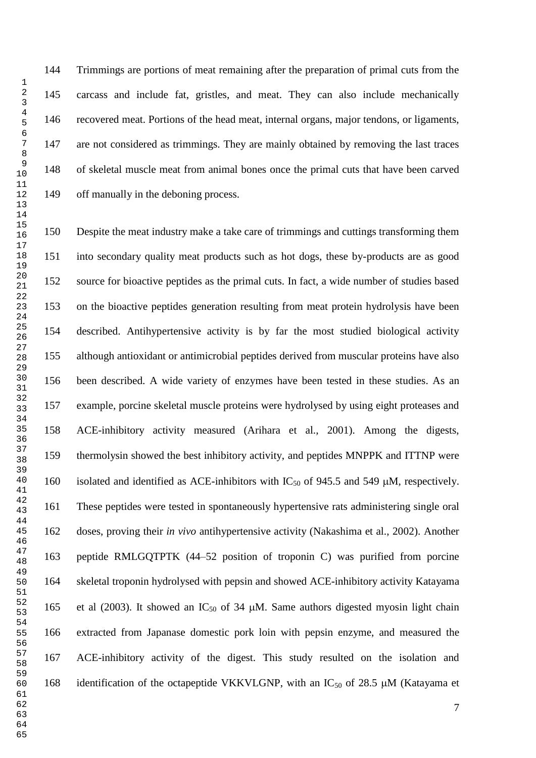Trimmings are portions of meat remaining after the preparation of primal cuts from the carcass and include fat, gristles, and meat. They can also include mechanically recovered meat. Portions of the head meat, internal organs, major tendons, or ligaments, are not considered as trimmings. They are mainly obtained by removing the last traces of skeletal muscle meat from animal bones once the primal cuts that have been carved off manually in the deboning process.

Despite the meat industry make a take care of trimmings and cuttings transforming them into secondary quality meat products such as hot dogs, these by-products are as good source for bioactive peptides as the primal cuts. In fact, a wide number of studies based on the bioactive peptides generation resulting from meat protein hydrolysis have been described. Antihypertensive activity is by far the most studied biological activity although antioxidant or antimicrobial peptides derived from muscular proteins have also been described. A wide variety of enzymes have been tested in these studies. As an example, porcine skeletal muscle proteins were hydrolysed by using eight proteases and ACE-inhibitory activity measured (Arihara et al., 2001). Among the digests, thermolysin showed the best inhibitory activity, and peptides MNPPK and ITTNP were isolated and identified as ACE-inhibitors with $IC_{50}$ of 945.5 and 549 μM, respectively. These peptides were tested in spontaneously hypertensive rats administering single oral doses, proving their *in vivo* antihypertensive activity (Nakashima et al., 2002). Another peptide RMLGQTPTK (44–52 position of troponin C) was purified from porcine skeletal troponin hydrolysed with pepsin and showed ACE-inhibitory activity Katayama et al (2003). It showed an $IC_{50}$ of 34 μM. Same authors digested myosin light chain extracted from Japanase domestic pork loin with pepsin enzyme, and measured the ACE-inhibitory activity of the digest. This study resulted on the isolation and identification of the octapeptide VKKVLGNP, with an $IC_{50}$ of 28.5 μM (Katayama et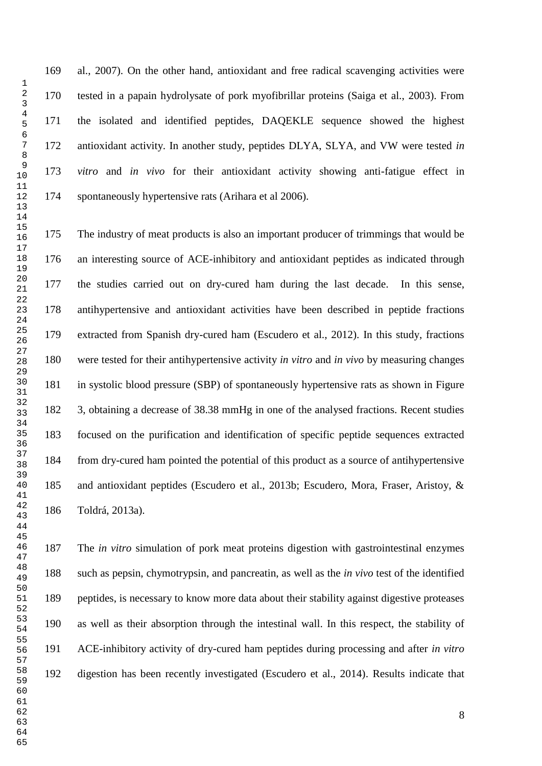al., 2007). On the other hand, antioxidant and free radical scavenging activities were tested in a papain hydrolysate of pork myofibrillar proteins (Saiga et al., 2003). From the isolated and identified peptides, DAQEKLE sequence showed the highest antioxidant activity. In another study, peptides DLYA, SLYA, and VW were tested *in vitro* and *in vivo* for their antioxidant activity showing anti-fatigue effect in spontaneously hypertensive rats (Arihara et al 2006).

The industry of meat products is also an important producer of trimmings that would be an interesting source of ACE-inhibitory and antioxidant peptides as indicated through the studies carried out on dry-cured ham during the last decade. In this sense, antihypertensive and antioxidant activities have been described in peptide fractions extracted from Spanish dry-cured ham (Escudero et al., 2012). In this study, fractions were tested for their antihypertensive activity *in vitro* and *in vivo* by measuring changes in systolic blood pressure (SBP) of spontaneously hypertensive rats as shown in Figure 3, obtaining a decrease of 38.38 mmHg in one of the analysed fractions. Recent studies focused on the purification and identification of specific peptide sequences extracted from dry-cured ham pointed the potential of this product as a source of antihypertensive and antioxidant peptides (Escudero et al., 2013b; Escudero, Mora, Fraser, Aristoy, & Toldrá, 2013a).

The *in vitro* simulation of pork meat proteins digestion with gastrointestinal enzymes such as pepsin, chymotrypsin, and pancreatin, as well as the *in vivo* test of the identified peptides, is necessary to know more data about their stability against digestive proteases as well as their absorption through the intestinal wall. In this respect, the stability of ACE-inhibitory activity of dry-cured ham peptides during processing and after *in vitro* digestion has been recently investigated (Escudero et al., 2014). Results indicate that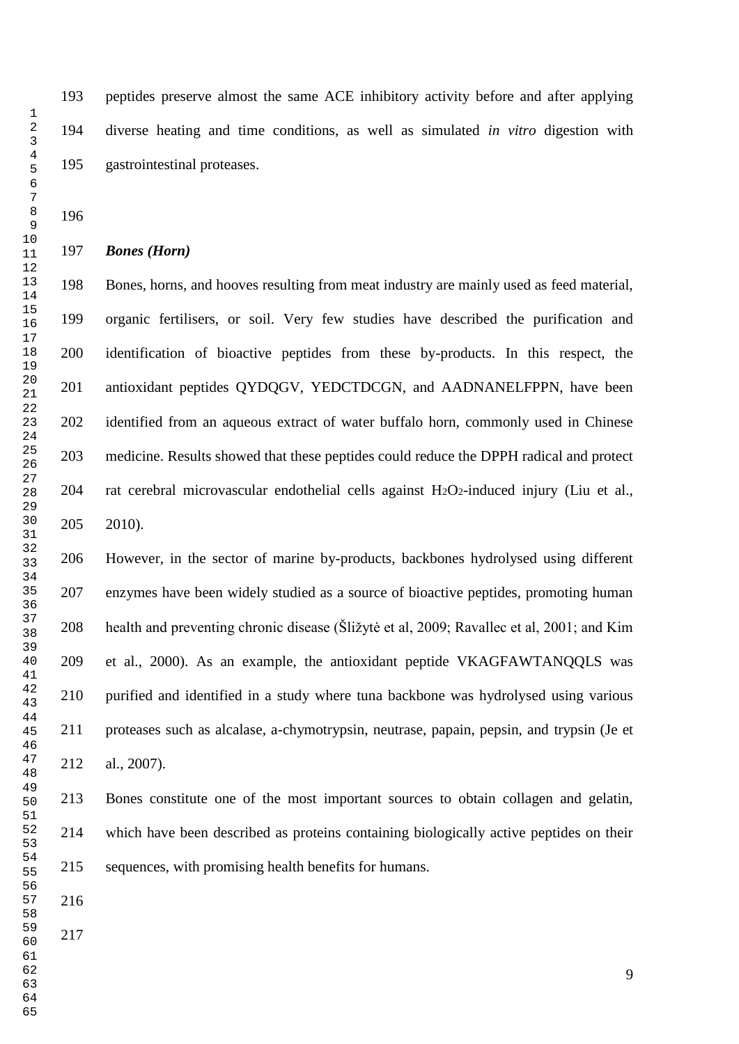peptides preserve almost the same ACE inhibitory activity before and after applying diverse heating and time conditions, as well as simulated *in vitro* digestion with gastrointestinal proteases.

### *Bones (Horn)*

Bones, horns, and hooves resulting from meat industry are mainly used as feed material, organic fertilisers, or soil. Very few studies have described the purification and identification of bioactive peptides from these by-products. In this respect, the antioxidant peptides QYDQGV, YEDCTDCGN, and AADNANELFPPN, have been identified from an aqueous extract of water buffalo horn, commonly used in Chinese medicine. Results showed that these peptides could reduce the DPPH radical and protect rat cerebral microvascular endothelial cells against $H_2O_2$-induced injury (Liu et al., 2010).

However, in the sector of marine by-products, backbones hydrolysed using different enzymes have been widely studied as a source of bioactive peptides, promoting human health and preventing chronic disease (Šližytė et al, 2009; Ravallec et al, 2001; and Kim et al., 2000). As an example, the antioxidant peptide VKAGFAWTANQQLS was purified and identified in a study where tuna backbone was hydrolysed using various proteases such as alcalase, a-chymotrypsin, neutrase, papain, pepsin, and trypsin (Je et al., 2007).

Bones constitute one of the most important sources to obtain collagen and gelatin, which have been described as proteins containing biologically active peptides on their sequences, with promising health benefits for humans.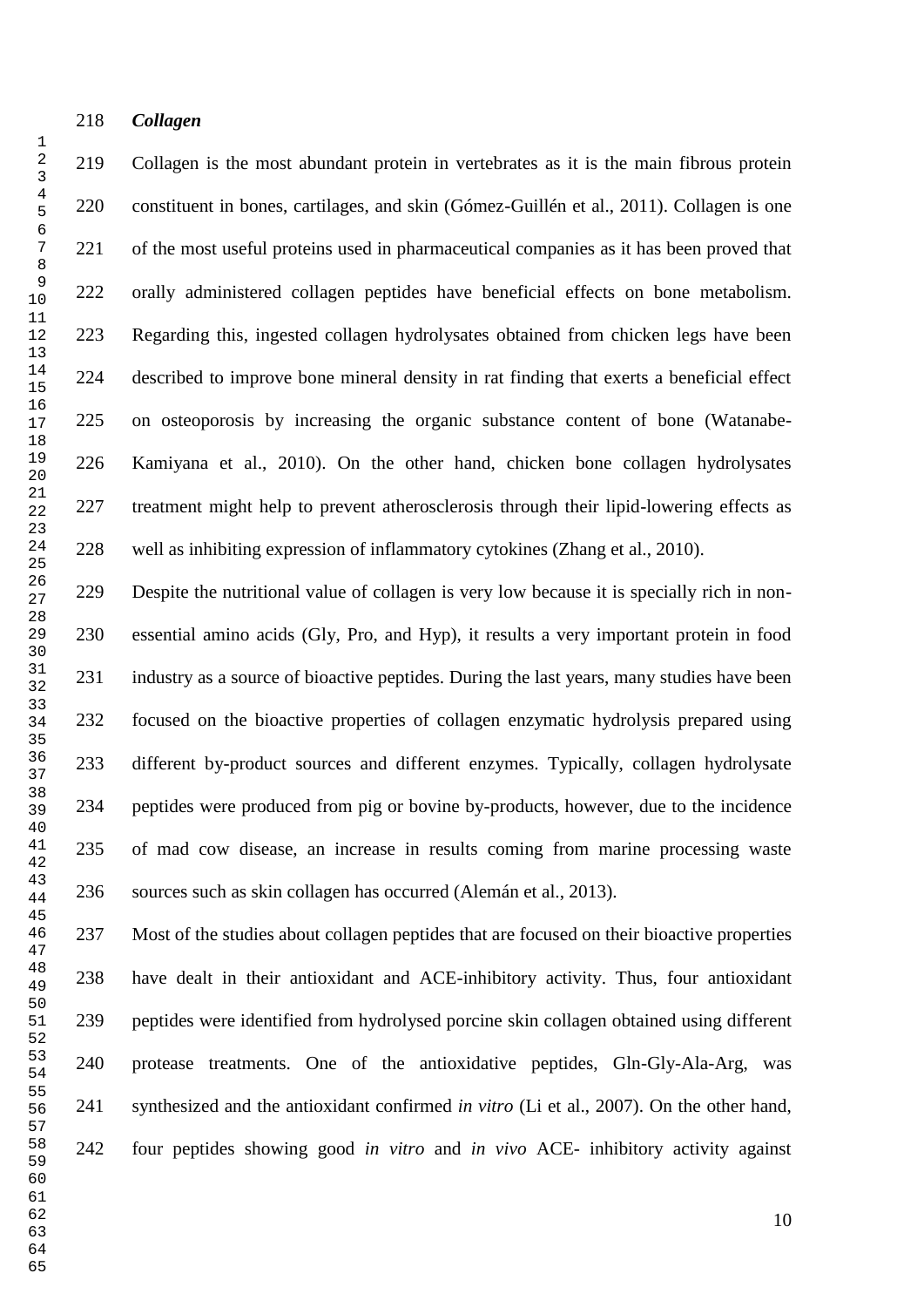### *Collagen*

Collagen is the most abundant protein in vertebrates as it is the main fibrous protein constituent in bones, cartilages, and skin (Gómez-Guillén et al., 2011). Collagen is one of the most useful proteins used in pharmaceutical companies as it has been proved that orally administered collagen peptides have beneficial effects on bone metabolism. Regarding this, ingested collagen hydrolysates obtained from chicken legs have been described to improve bone mineral density in rat finding that exerts a beneficial effect on osteoporosis by increasing the organic substance content of bone (Watanabe-Kamiyana et al., 2010). On the other hand, chicken bone collagen hydrolysates treatment might help to prevent atherosclerosis through their lipid-lowering effects as well as inhibiting expression of inflammatory cytokines (Zhang et al., 2010).

Despite the nutritional value of collagen is very low because it is specially rich in non-essential amino acids (Gly, Pro, and Hyp), it results a very important protein in food industry as a source of bioactive peptides. During the last years, many studies have been focused on the bioactive properties of collagen enzymatic hydrolysis prepared using different by-product sources and different enzymes. Typically, collagen hydrolysate peptides were produced from pig or bovine by-products, however, due to the incidence of mad cow disease, an increase in results coming from marine processing waste sources such as skin collagen has occurred (Alemán et al., 2013).

Most of the studies about collagen peptides that are focused on their bioactive properties have dealt in their antioxidant and ACE-inhibitory activity. Thus, four antioxidant peptides were identified from hydrolysed porcine skin collagen obtained using different protease treatments. One of the antioxidative peptides, Gln-Gly-Ala-Arg, was synthesized and the antioxidant confirmed *in vitro* (Li et al., 2007). On the other hand, four peptides showing good *in vitro* and *in vivo* ACE- inhibitory activity against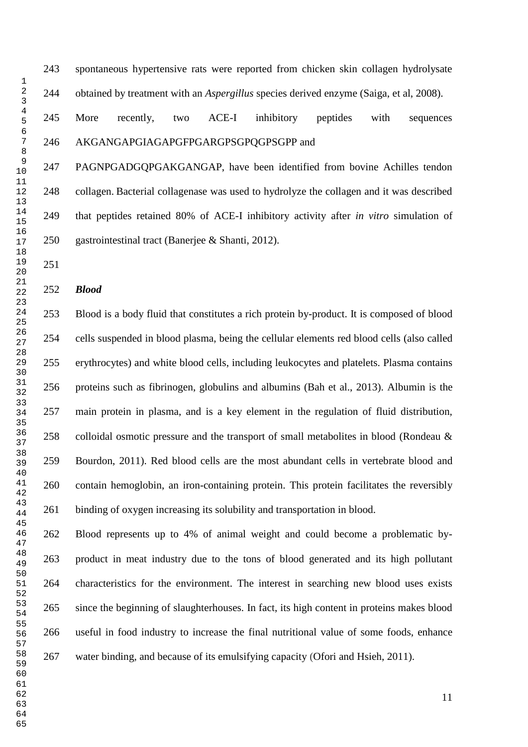spontaneous hypertensive rats were reported from chicken skin collagen hydrolysate obtained by treatment with an *Aspergillus* species derived enzyme (Saiga, et al, 2008). More recently, two ACE-I inhibitory peptides with sequences AKGANGAPGIAGAPGFPGARGPSGPQGPSGPP and PAGNPGADGQPGAKGANGAP, have been identified from bovine Achilles tendon collagen. Bacterial collagenase was used to hydrolyze the collagen and it was described that peptides retained 80% of ACE-I inhibitory activity after *in vitro* simulation of gastrointestinal tract (Banerjee & Shanti, 2012).

### *Blood*

Blood is a body fluid that constitutes a rich protein by-product. It is composed of blood cells suspended in blood plasma, being the cellular elements red blood cells (also called erythrocytes) and white blood cells, including leukocytes and platelets. Plasma contains proteins such as fibrinogen, globulins and albumins (Bah et al., 2013). Albumin is the main protein in plasma, and is a key element in the regulation of fluid distribution, colloidal osmotic pressure and the transport of small metabolites in blood (Rondeau & Bourdon, 2011). Red blood cells are the most abundant cells in vertebrate blood and contain hemoglobin, an iron-containing protein. This protein facilitates the reversibly binding of oxygen increasing its solubility and transportation in blood.

Blood represents up to 4% of animal weight and could become a problematic by-product in meat industry due to the tons of blood generated and its high pollutant characteristics for the environment. The interest in searching new blood uses exists since the beginning of slaughterhouses. In fact, its high content in proteins makes blood useful in food industry to increase the final nutritional value of some foods, enhance water binding, and because of its emulsifying capacity (Ofori and Hsieh, 2011).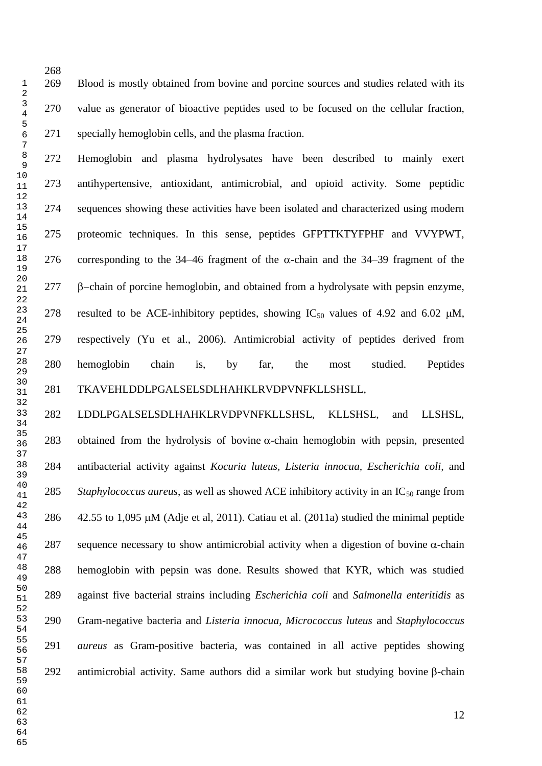Blood is mostly obtained from bovine and porcine sources and studies related with its value as generator of bioactive peptides used to be focused on the cellular fraction, specially hemoglobin cells, and the plasma fraction.

Hemoglobin and plasma hydrolysates have been described to mainly exert antihypertensive, antioxidant, antimicrobial, and opioid activity. Some peptidic sequences showing these activities have been isolated and characterized using modern proteomic techniques. In this sense, peptides GFPTTKTYFPHF and VVYPWT, corresponding to the 34–46 fragment of the α-chain and the 34–39 fragment of the β−chain of porcine hemoglobin, and obtained from a hydrolysate with pepsin enzyme, resulted to be ACE-inhibitory peptides, showing $IC_{50}$ values of 4.92 and 6.02 μM, respectively (Yu et al., 2006). Antimicrobial activity of peptides derived from hemoglobin chain is, by far, the most studied. Peptides TKAVEHLDDLPGALSELSDLHAHKLRVDPVNFKLLSHSLL, LDDLPGALSELSDLHAHKLRVDPVNFKLLSHSL, KLLSHSL, and LLSHSL, obtained from the hydrolysis of bovine α-chain hemoglobin with pepsin, presented antibacterial activity against *Kocuria luteus*, *Listeria innocua*, *Escherichia coli*, and *Staphylococcus aureus*, as well as showed ACE inhibitory activity in an $IC_{50}$ range from 42.55 to 1,095 μM (Adje et al, 2011). Catiau et al. (2011a) studied the minimal peptide sequence necessary to show antimicrobial activity when a digestion of bovine α-chain hemoglobin with pepsin was done. Results showed that KYR, which was studied against five bacterial strains including *Escherichia coli* and *Salmonella enteritidis* as Gram-negative bacteria and *Listeria innocua, Micrococcus luteus* and *Staphylococcus aureus* as Gram-positive bacteria, was contained in all active peptides showing antimicrobial activity. Same authors did a similar work but studying bovine β-chain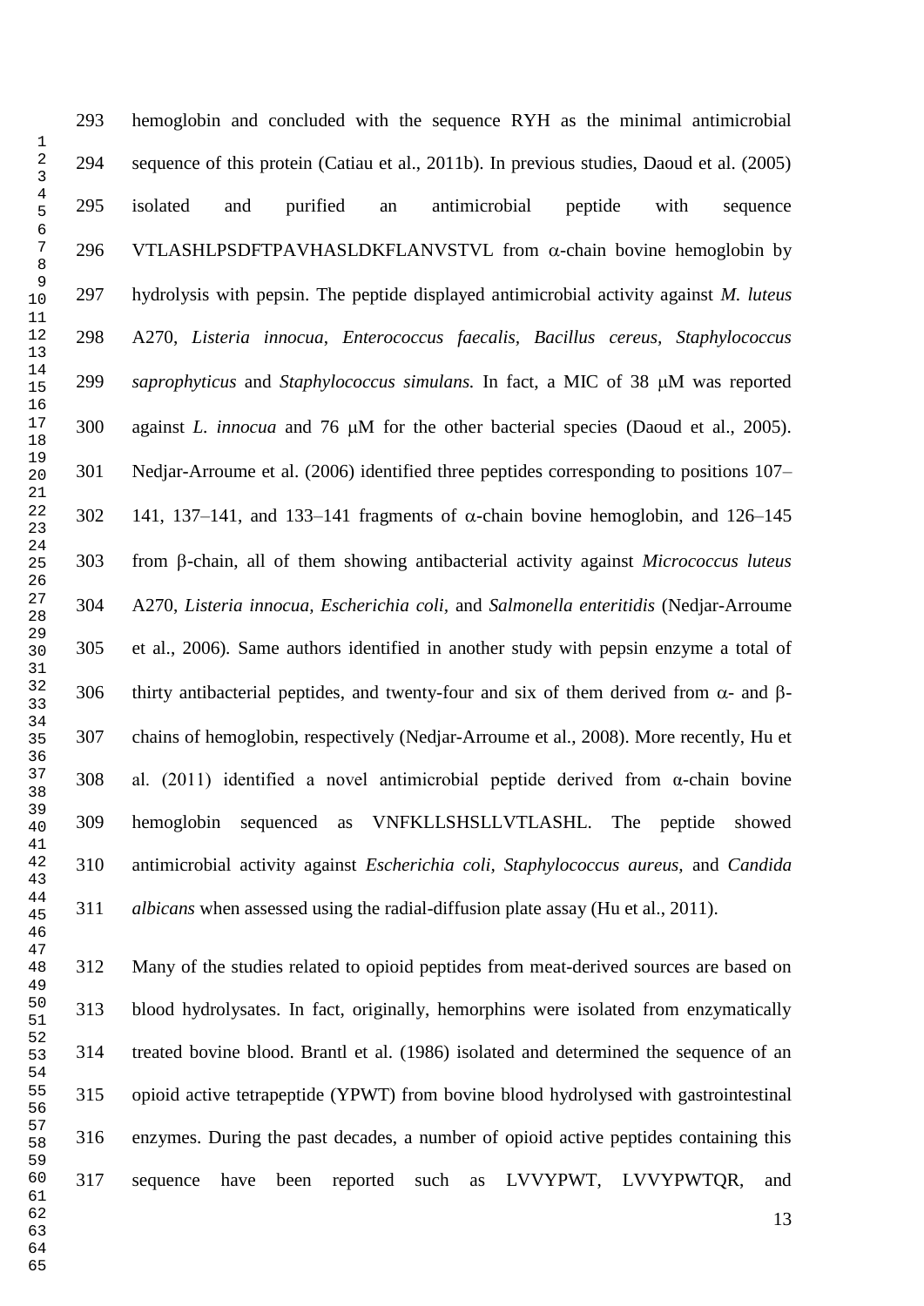hemoglobin and concluded with the sequence RYH as the minimal antimicrobial sequence of this protein (Catiau et al., 2011b). In previous studies, Daoud et al. (2005) isolated and purified an antimicrobial peptide with sequence VTLASHLPSDFTPAVHASLDKFLANVSTVL from α-chain bovine hemoglobin by hydrolysis with pepsin. The peptide displayed antimicrobial activity against *M. luteus* A270, *Listeria innocua*, *Enterococcus faecalis*, *Bacillus cereus*, *Staphylococcus saprophyticus* and *Staphylococcus simulans.* In fact, a MIC of 38 μM was reported against *L. innocua* and 76 μM for the other bacterial species (Daoud et al., 2005). Nedjar-Arroume et al. (2006) identified three peptides corresponding to positions 107–141, 137–141, and 133–141 fragments of α-chain bovine hemoglobin, and 126–145 from β-chain, all of them showing antibacterial activity against *Micrococcus luteus* A270, *Listeria innocua, Escherichia coli*, and *Salmonella enteritidis* (Nedjar-Arroume et al., 2006). Same authors identified in another study with pepsin enzyme a total of thirty antibacterial peptides, and twenty-four and six of them derived from α- and β-chains of hemoglobin, respectively (Nedjar-Arroume et al., 2008). More recently, Hu et al. (2011) identified a novel antimicrobial peptide derived from α-chain bovine hemoglobin sequenced as VNFKLLSHSLLVTLASHL. The peptide showed antimicrobial activity against *Escherichia coli, Staphylococcus aureus,* and *Candida albicans* when assessed using the radial-diffusion plate assay (Hu et al., 2011).

Many of the studies related to opioid peptides from meat-derived sources are based on blood hydrolysates. In fact, originally, hemorphins were isolated from enzymatically treated bovine blood. Brantl et al. (1986) isolated and determined the sequence of an opioid active tetrapeptide (YPWT) from bovine blood hydrolysed with gastrointestinal enzymes. During the past decades, a number of opioid active peptides containing this sequence have been reported such as LVVYPWT, LVVYPWTQR, and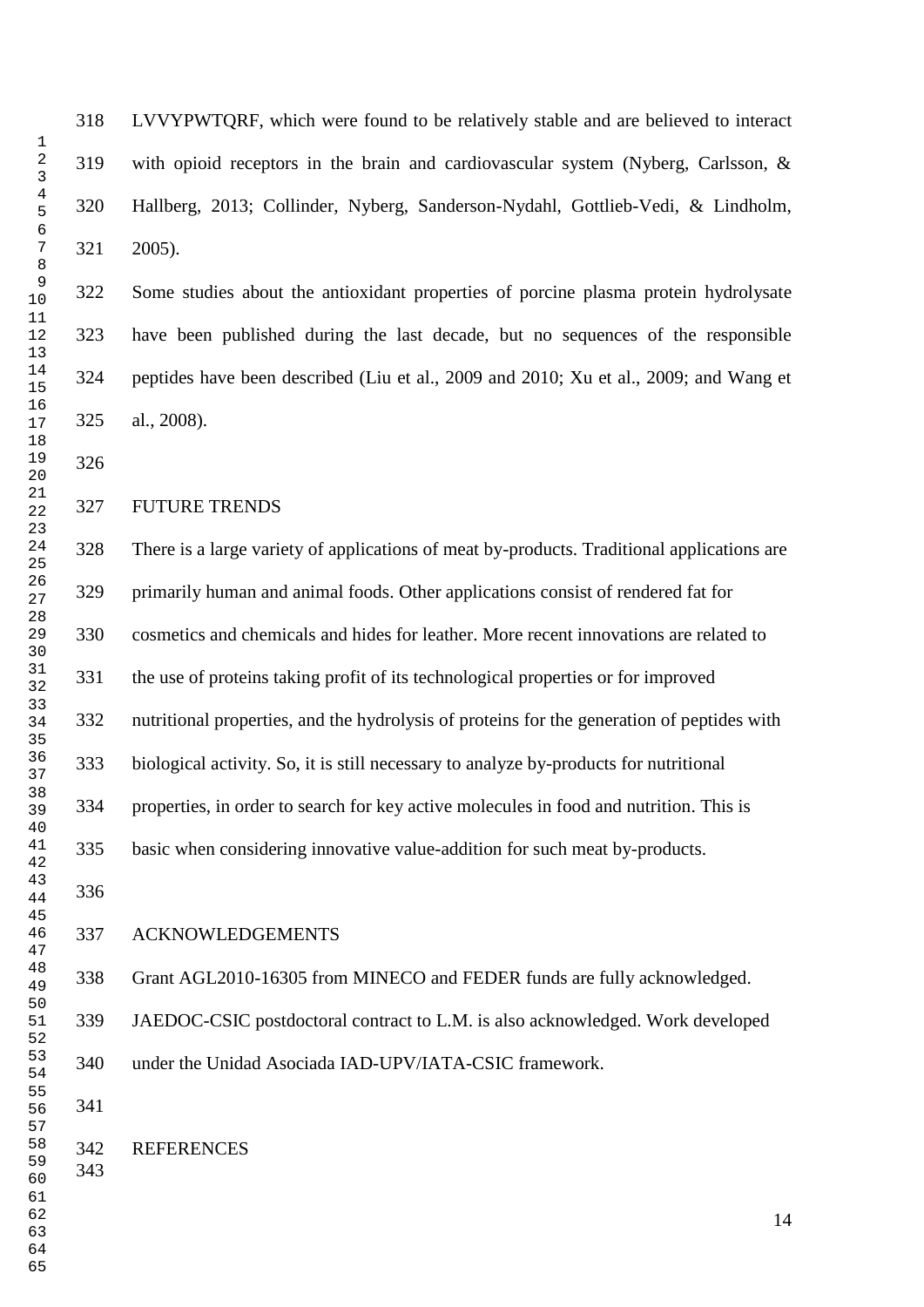LVVYPWTQRF, which were found to be relatively stable and are believed to interact with opioid receptors in the brain and cardiovascular system (Nyberg, Carlsson, & Hallberg, 2013; Collinder, Nyberg, Sanderson-Nydahl, Gottlieb-Vedi, & Lindholm, 2005).

Some studies about the antioxidant properties of porcine plasma protein hydrolysate have been published during the last decade, but no sequences of the responsible peptides have been described (Liu et al., 2009 and 2010; Xu et al., 2009; and Wang et al., 2008).

## FUTURE TRENDS

There is a large variety of applications of meat by-products. Traditional applications are primarily human and animal foods. Other applications consist of rendered fat for cosmetics and chemicals and hides for leather. More recent innovations are related to the use of proteins taking profit of its technological properties or for improved nutritional properties, and the hydrolysis of proteins for the generation of peptides with biological activity. So, it is still necessary to analyze by-products for nutritional properties, in order to search for key active molecules in food and nutrition. This is basic when considering innovative value-addition for such meat by-products.

## ACKNOWLEDGEMENTS

Grant AGL2010-16305 from MINECO and FEDER funds are fully acknowledged. JAEDOC-CSIC postdoctoral contract to L.M. is also acknowledged. Work developed under the Unidad Asociada IAD-UPV/IATA-CSIC framework.

## REFERENCES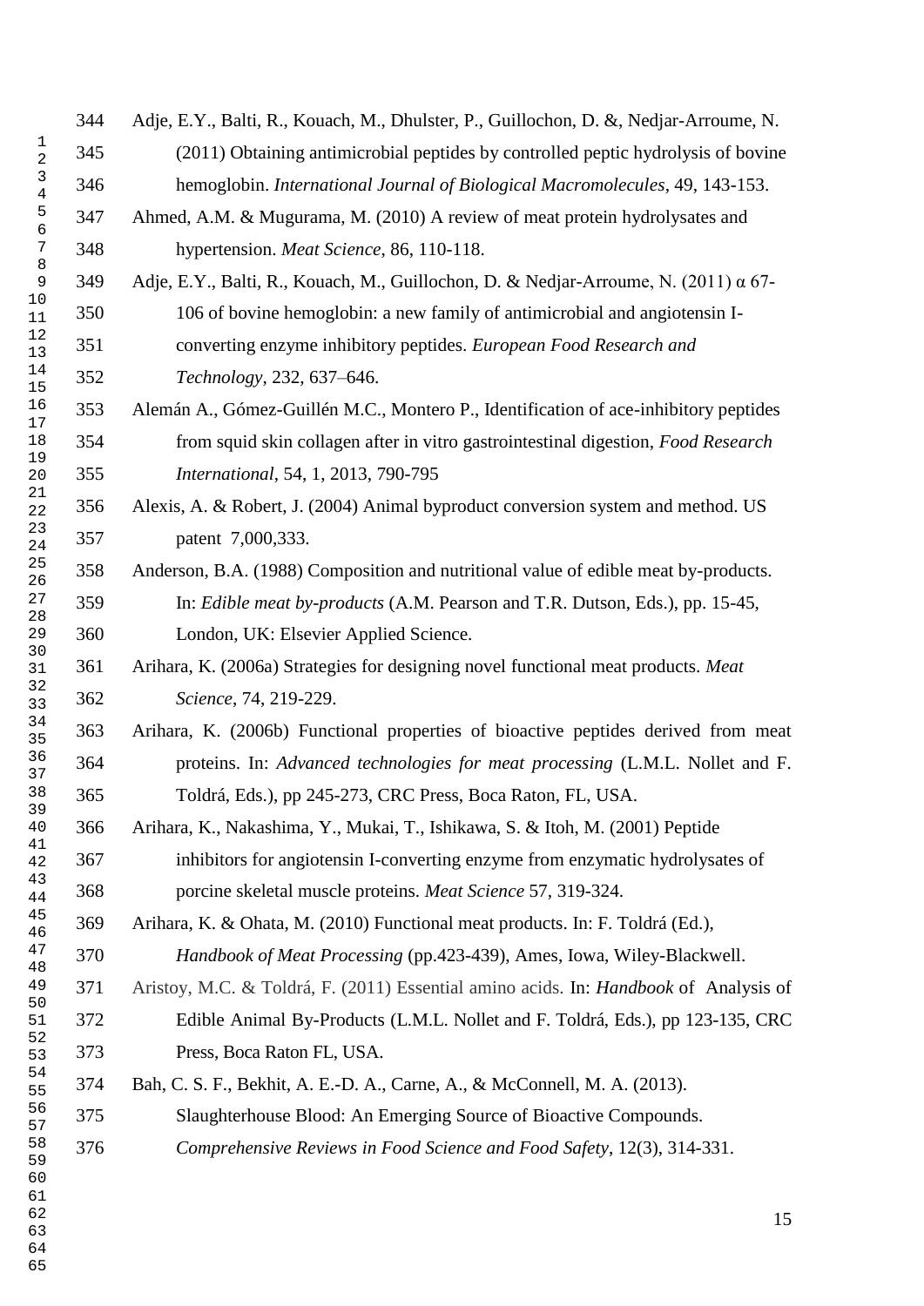Adje, E.Y., Balti, R., Kouach, M., Dhulster, P., Guillochon, D. &, Nedjar-Arroume, N. (2011) Obtaining antimicrobial peptides by controlled peptic hydrolysis of bovine hemoglobin. *International Journal of Biological Macromolecules*, 49, 143-153.

Ahmed, A.M. & Mugurama, M. (2010) A review of meat protein hydrolysates and hypertension. *Meat Science*, 86, 110-118.

Adje, E.Y., Balti, R., Kouach, M., Guillochon, D. & Nedjar-Arroume, N. (2011) α 67-106 of bovine hemoglobin: a new family of antimicrobial and angiotensin I-converting enzyme inhibitory peptides. *European Food Research and Technology*, 232, 637–646.

Alemán A., Gómez-Guillén M.C., Montero P., Identification of ace-inhibitory peptides from squid skin collagen after in vitro gastrointestinal digestion, *Food Research International*, 54, 1, 2013, 790-795

Alexis, A. & Robert, J. (2004) Animal byproduct conversion system and method. US patent 7,000,333.

Anderson, B.A. (1988) Composition and nutritional value of edible meat by-products. In: *Edible meat by-products* (A.M. Pearson and T.R. Dutson, Eds.), pp. 15-45, London, UK: Elsevier Applied Science.

Arihara, K. (2006a) Strategies for designing novel functional meat products. *Meat Science*, 74, 219-229.

Arihara, K. (2006b) Functional properties of bioactive peptides derived from meat proteins. In: *Advanced technologies for meat processing* (L.M.L. Nollet and F. Toldrá, Eds.), pp 245-273, CRC Press, Boca Raton, FL, USA.

Arihara, K., Nakashima, Y., Mukai, T., Ishikawa, S. & Itoh, M. (2001) Peptide inhibitors for angiotensin I-converting enzyme from enzymatic hydrolysates of porcine skeletal muscle proteins. *Meat Science* 57, 319-324.

Arihara, K. & Ohata, M. (2010) Functional meat products. In: F. Toldrá (Ed.), *Handbook of Meat Processing* (pp.423-439), Ames, Iowa, Wiley-Blackwell.

Aristoy, M.C. & Toldrá, F. (2011) Essential amino acids. In: *Handbook* of Analysis of Edible Animal By-Products (L.M.L. Nollet and F. Toldrá, Eds.), pp 123-135, CRC Press, Boca Raton FL, USA.

Bah, C. S. F., Bekhit, A. E.-D. A., Carne, A., & McConnell, M. A. (2013). Slaughterhouse Blood: An Emerging Source of Bioactive Compounds. *Comprehensive Reviews in Food Science and Food Safety*, 12(3), 314-331.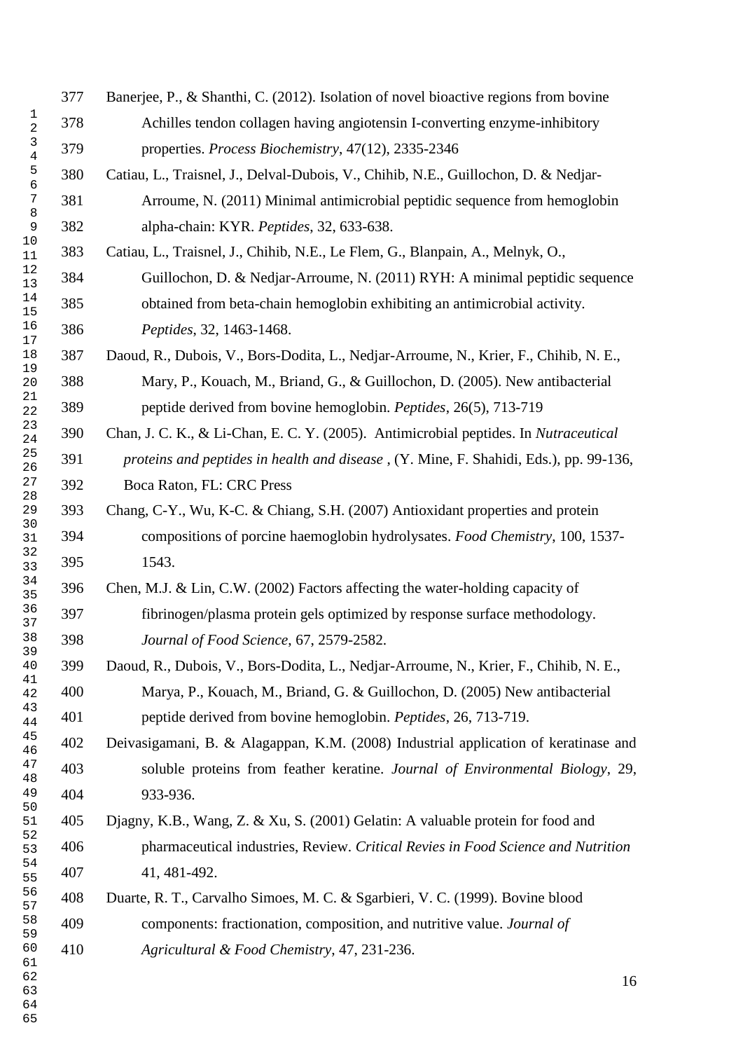Banerjee, P., & Shanthi, C. (2012). Isolation of novel bioactive regions from bovine Achilles tendon collagen having angiotensin I-converting enzyme-inhibitory properties. *Process Biochemistry*, 47(12), 2335-2346

Catiau, L., Traisnel, J., Delval-Dubois, V., Chihib, N.E., Guillochon, D. & Nedjar-Arroume, N. (2011) Minimal antimicrobial peptidic sequence from hemoglobin alpha-chain: KYR. *Peptides*, 32, 633-638.

Catiau, L., Traisnel, J., Chihib, N.E., Le Flem, G., Blanpain, A., Melnyk, O., Guillochon, D. & Nedjar-Arroume, N. (2011) RYH: A minimal peptidic sequence obtained from beta-chain hemoglobin exhibiting an antimicrobial activity. *Peptides*, 32, 1463-1468.

Daoud, R., Dubois, V., Bors-Dodita, L., Nedjar-Arroume, N., Krier, F., Chihib, N. E., Mary, P., Kouach, M., Briand, G., & Guillochon, D. (2005). New antibacterial peptide derived from bovine hemoglobin. *Peptides*, 26(5), 713-719

Chan, J. C. K., & Li-Chan, E. C. Y. (2005). Antimicrobial peptides. In *Nutraceutical proteins and peptides in health and disease* , (Y. Mine, F. Shahidi, Eds.), pp. 99-136, Boca Raton, FL: CRC Press

Chang, C-Y., Wu, K-C. & Chiang, S.H. (2007) Antioxidant properties and protein compositions of porcine haemoglobin hydrolysates. *Food Chemistry*, 100, 1537-1543.

Chen, M.J. & Lin, C.W. (2002) Factors affecting the water-holding capacity of fibrinogen/plasma protein gels optimized by response surface methodology. *Journal of Food Science*, 67, 2579-2582.

Daoud, R., Dubois, V., Bors-Dodita, L., Nedjar-Arroume, N., Krier, F., Chihib, N. E., Marya, P., Kouach, M., Briand, G. & Guillochon, D. (2005) New antibacterial peptide derived from bovine hemoglobin. *Peptides*, 26, 713-719.

Deivasigamani, B. & Alagappan, K.M. (2008) Industrial application of keratinase and soluble proteins from feather keratine. *Journal of Environmental Biology*, 29, 933-936.

Djagny, K.B., Wang, Z. & Xu, S. (2001) Gelatin: A valuable protein for food and pharmaceutical industries, Review. *Critical Revies in Food Science and Nutrition* 41, 481-492.

Duarte, R. T., Carvalho Simoes, M. C. & Sgarbieri, V. C. (1999). Bovine blood components: fractionation, composition, and nutritive value. *Journal of Agricultural & Food Chemistry*, 47, 231-236.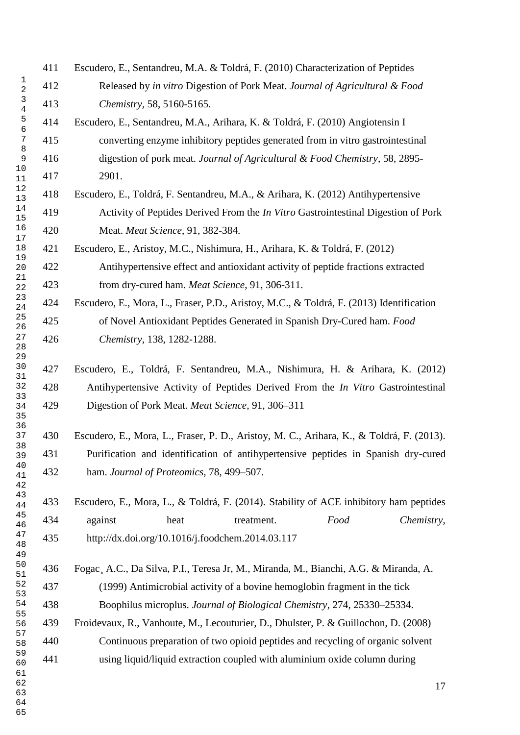Escudero, E., Sentandreu, M.A. & Toldrá, F. (2010) Characterization of Peptides Released by *in vitro* Digestion of Pork Meat. *Journal of Agricultural & Food Chemistry*, 58, 5160-5165.

Escudero, E., Sentandreu, M.A., Arihara, K. & Toldrá, F. (2010) Angiotensin I converting enzyme inhibitory peptides generated from in vitro gastrointestinal digestion of pork meat. *Journal of Agricultural & Food Chemistry*, 58, 2895-2901.

Escudero, E., Toldrá, F. Sentandreu, M.A., & Arihara, K. (2012) Antihypertensive Activity of Peptides Derived From the *In Vitro* Gastrointestinal Digestion of Pork Meat. *Meat Science*, 91, 382-384.

Escudero, E., Aristoy, M.C., Nishimura, H., Arihara, K. & Toldrá, F. (2012) Antihypertensive effect and antioxidant activity of peptide fractions extracted from dry-cured ham. *Meat Science*, 91, 306-311.

Escudero, E., Mora, L., Fraser, P.D., Aristoy, M.C., & Toldrá, F. (2013) Identification of Novel Antioxidant Peptides Generated in Spanish Dry-Cured ham. *Food Chemistry*, 138, 1282-1288.

Escudero, E., Toldrá, F. Sentandreu, M.A., Nishimura, H. & Arihara, K. (2012) Antihypertensive Activity of Peptides Derived From the *In Vitro* Gastrointestinal Digestion of Pork Meat. *Meat Science*, 91, 306–311

Escudero, E., Mora, L., Fraser, P. D., Aristoy, M. C., Arihara, K., & Toldrá, F. (2013). Purification and identification of antihypertensive peptides in Spanish dry-cured ham. *Journal of Proteomics*, 78, 499–507.

Escudero, E., Mora, L., & Toldrá, F. (2014). Stability of ACE inhibitory ham peptides against heat treatment. *Food Chemistry*, http://dx.doi.org/10.1016/j.foodchem.2014.03.117

Fogac¸ A.C., Da Silva, P.I., Teresa Jr, M., Miranda, M., Bianchi, A.G. & Miranda, A. (1999) Antimicrobial activity of a bovine hemoglobin fragment in the tick Boophilus microplus. *Journal of Biological Chemistry*, 274, 25330–25334.

Froidevaux, R., Vanhoute, M., Lecouturier, D., Dhulster, P. & Guillochon, D. (2008) Continuous preparation of two opioid peptides and recycling of organic solvent using liquid/liquid extraction coupled with aluminium oxide column during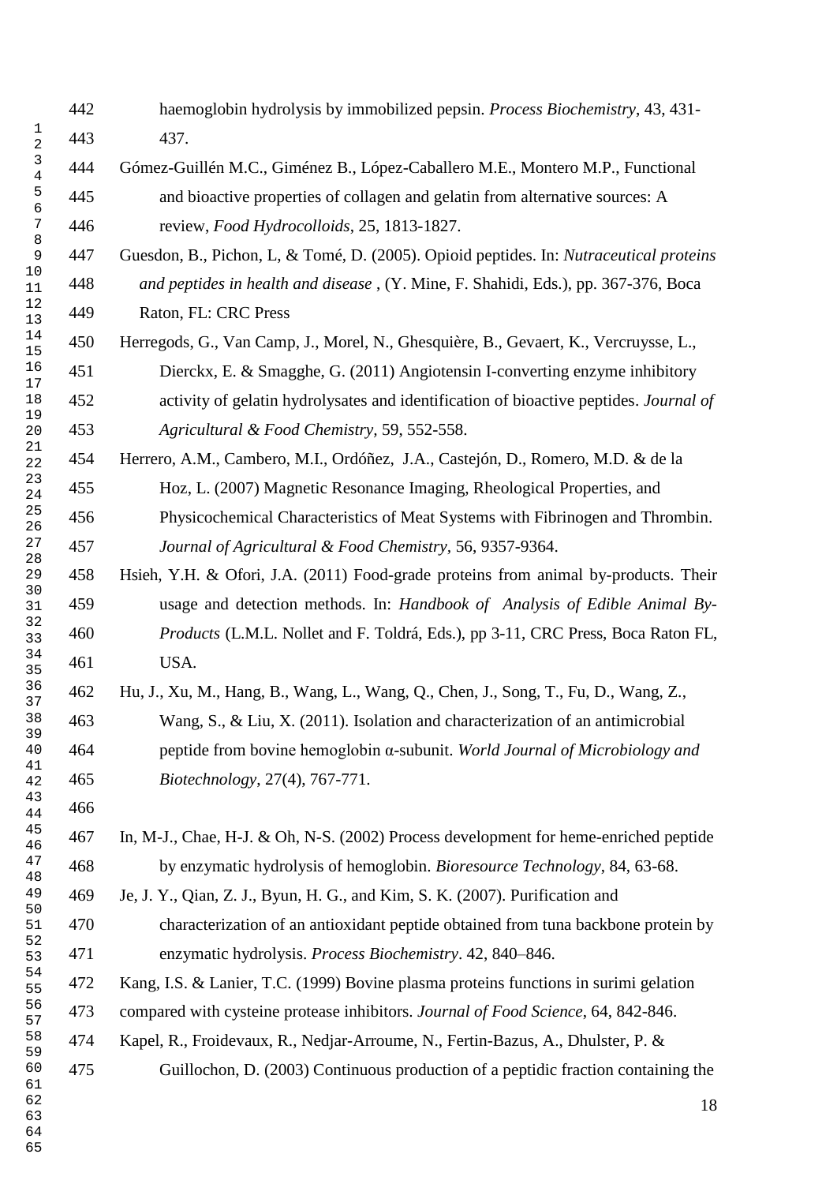haemoglobin hydrolysis by immobilized pepsin. *Process Biochemistry*, 43, 431-437.

Gómez-Guillén M.C., Giménez B., López-Caballero M.E., Montero M.P., Functional and bioactive properties of collagen and gelatin from alternative sources: A review, *Food Hydrocolloids*, 25, 1813-1827.

Guesdon, B., Pichon, L, & Tomé, D. (2005). Opioid peptides. In: *Nutraceutical proteins and peptides in health and disease* , (Y. Mine, F. Shahidi, Eds.), pp. 367-376, Boca Raton, FL: CRC Press

Herregods, G., Van Camp, J., Morel, N., Ghesquière, B., Gevaert, K., Vercruysse, L., Dierckx, E. & Smagghe, G. (2011) Angiotensin I-converting enzyme inhibitory activity of gelatin hydrolysates and identification of bioactive peptides. *Journal of Agricultural & Food Chemistry*, 59, 552-558.

Herrero, A.M., Cambero, M.I., Ordóñez, J.A., Castejón, D., Romero, M.D. & de la Hoz, L. (2007) Magnetic Resonance Imaging, Rheological Properties, and Physicochemical Characteristics of Meat Systems with Fibrinogen and Thrombin. *Journal of Agricultural & Food Chemistry,* 56, 9357-9364.

Hsieh, Y.H. & Ofori, J.A. (2011) Food-grade proteins from animal by-products. Their usage and detection methods. In: *Handbook of Analysis of Edible Animal By-Products* (L.M.L. Nollet and F. Toldrá, Eds.), pp 3-11, CRC Press, Boca Raton FL, USA.

Hu, J., Xu, M., Hang, B., Wang, L., Wang, Q., Chen, J., Song, T., Fu, D., Wang, Z., Wang, S., & Liu, X. (2011). Isolation and characterization of an antimicrobial peptide from bovine hemoglobin α-subunit. *World Journal of Microbiology and Biotechnology*, 27(4), 767-771.

In, M-J., Chae, H-J. & Oh, N-S. (2002) Process development for heme-enriched peptide by enzymatic hydrolysis of hemoglobin. *Bioresource Technology*, 84, 63-68.

Je, J. Y., Qian, Z. J., Byun, H. G., and Kim, S. K. (2007). Purification and characterization of an antioxidant peptide obtained from tuna backbone protein by enzymatic hydrolysis. *Process Biochemistry*. 42, 840–846.

Kang, I.S. & Lanier, T.C. (1999) Bovine plasma proteins functions in surimi gelation compared with cysteine protease inhibitors. *Journal of Food Science*, 64, 842-846.

Kapel, R., Froidevaux, R., Nedjar-Arroume, N., Fertin-Bazus, A., Dhulster, P. & Guillochon, D. (2003) Continuous production of a peptidic fraction containing the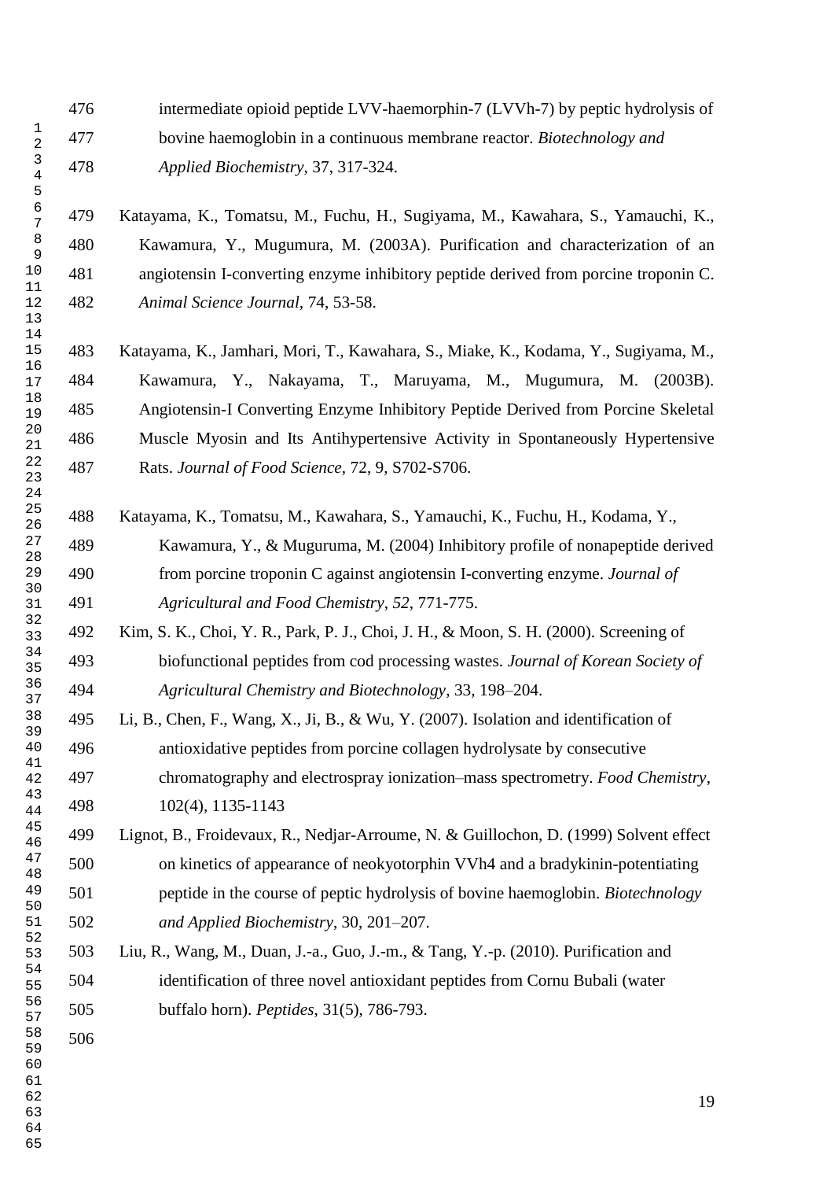intermediate opioid peptide LVV-haemorphin-7 (LVVh-7) by peptic hydrolysis of bovine haemoglobin in a continuous membrane reactor. *Biotechnology and Applied Biochemistry*, 37, 317-324.

Katayama, K., Tomatsu, M., Fuchu, H., Sugiyama, M., Kawahara, S., Yamauchi, K., Kawamura, Y., Mugumura, M. (2003A). Purification and characterization of an angiotensin I-converting enzyme inhibitory peptide derived from porcine troponin C. *Animal Science Journal*, 74, 53-58.

Katayama, K., Jamhari, Mori, T., Kawahara, S., Miake, K., Kodama, Y., Sugiyama, M., Kawamura, Y., Nakayama, T., Maruyama, M., Mugumura, M. (2003B). Angiotensin-I Converting Enzyme Inhibitory Peptide Derived from Porcine Skeletal Muscle Myosin and Its Antihypertensive Activity in Spontaneously Hypertensive Rats. *Journal of Food Science*, 72, 9, S702-S706.

Katayama, K., Tomatsu, M., Kawahara, S., Yamauchi, K., Fuchu, H., Kodama, Y., Kawamura, Y., & Muguruma, M. (2004) Inhibitory profile of nonapeptide derived from porcine troponin C against angiotensin I-converting enzyme. *Journal of Agricultural and Food Chemistry*, *52*, 771-775.

Kim, S. K., Choi, Y. R., Park, P. J., Choi, J. H., & Moon, S. H. (2000). Screening of biofunctional peptides from cod processing wastes. *Journal of Korean Society of Agricultural Chemistry and Biotechnology*, 33, 198–204.

Li, B., Chen, F., Wang, X., Ji, B., & Wu, Y. (2007). Isolation and identification of antioxidative peptides from porcine collagen hydrolysate by consecutive chromatography and electrospray ionization–mass spectrometry. *Food Chemistry*, 102(4), 1135-1143

Lignot, B., Froidevaux, R., Nedjar-Arroume, N. & Guillochon, D. (1999) Solvent effect on kinetics of appearance of neokyotorphin VVh4 and a bradykinin-potentiating peptide in the course of peptic hydrolysis of bovine haemoglobin. *Biotechnology and Applied Biochemistry*, 30, 201–207.

Liu, R., Wang, M., Duan, J.-a., Guo, J.-m., & Tang, Y.-p. (2010). Purification and identification of three novel antioxidant peptides from Cornu Bubali (water buffalo horn). *Peptides*, 31(5), 786-793.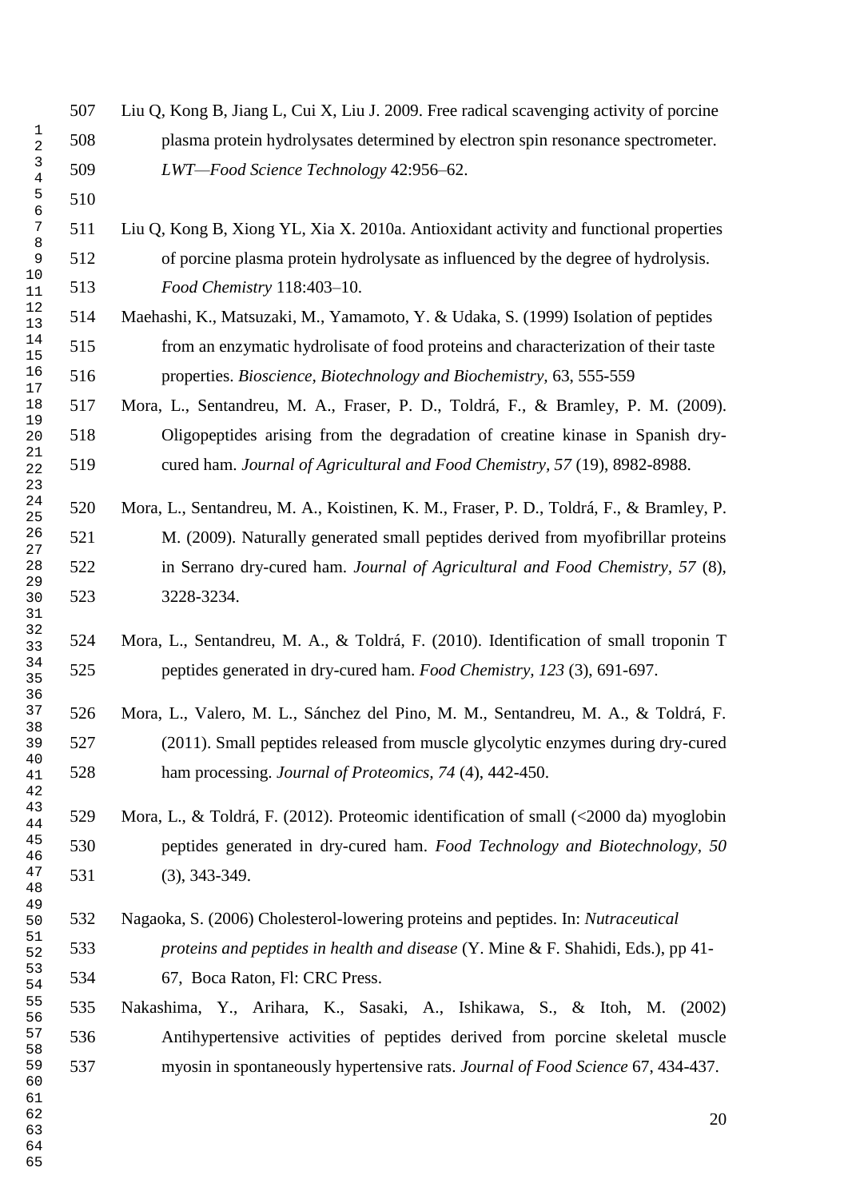Liu Q, Kong B, Jiang L, Cui X, Liu J. 2009. Free radical scavenging activity of porcine plasma protein hydrolysates determined by electron spin resonance spectrometer. *LWT—Food Science Technology* 42:956–62.

Liu Q, Kong B, Xiong YL, Xia X. 2010a. Antioxidant activity and functional properties of porcine plasma protein hydrolysate as influenced by the degree of hydrolysis. *Food Chemistry* 118:403–10.

Maehashi, K., Matsuzaki, M., Yamamoto, Y. & Udaka, S. (1999) Isolation of peptides from an enzymatic hydrolisate of food proteins and characterization of their taste properties. *Bioscience, Biotechnology and Biochemistry*, 63, 555-559

Mora, L., Sentandreu, M. A., Fraser, P. D., Toldrá, F., & Bramley, P. M. (2009). Oligopeptides arising from the degradation of creatine kinase in Spanish dry-cured ham. *Journal of Agricultural and Food Chemistry, 57* (19), 8982-8988.

Mora, L., Sentandreu, M. A., Koistinen, K. M., Fraser, P. D., Toldrá, F., & Bramley, P. M. (2009). Naturally generated small peptides derived from myofibrillar proteins in Serrano dry-cured ham. *Journal of Agricultural and Food Chemistry, 57* (8), 3228-3234.

Mora, L., Sentandreu, M. A., & Toldrá, F. (2010). Identification of small troponin T peptides generated in dry-cured ham. *Food Chemistry, 123* (3), 691-697.

Mora, L., Valero, M. L., Sánchez del Pino, M. M., Sentandreu, M. A., & Toldrá, F. (2011). Small peptides released from muscle glycolytic enzymes during dry-cured ham processing. *Journal of Proteomics, 74* (4), 442-450.

Mora, L., & Toldrá, F. (2012). Proteomic identification of small (<2000 da) myoglobin peptides generated in dry-cured ham. *Food Technology and Biotechnology, 50* (3), 343-349.

Nagaoka, S. (2006) Cholesterol-lowering proteins and peptides. In: *Nutraceutical proteins and peptides in health and disease* (Y. Mine & F. Shahidi, Eds.), pp 41-67, Boca Raton, Fl: CRC Press.

Nakashima, Y., Arihara, K., Sasaki, A., Ishikawa, S., & Itoh, M. (2002) Antihypertensive activities of peptides derived from porcine skeletal muscle myosin in spontaneously hypertensive rats. *Journal of Food Science* 67, 434-437.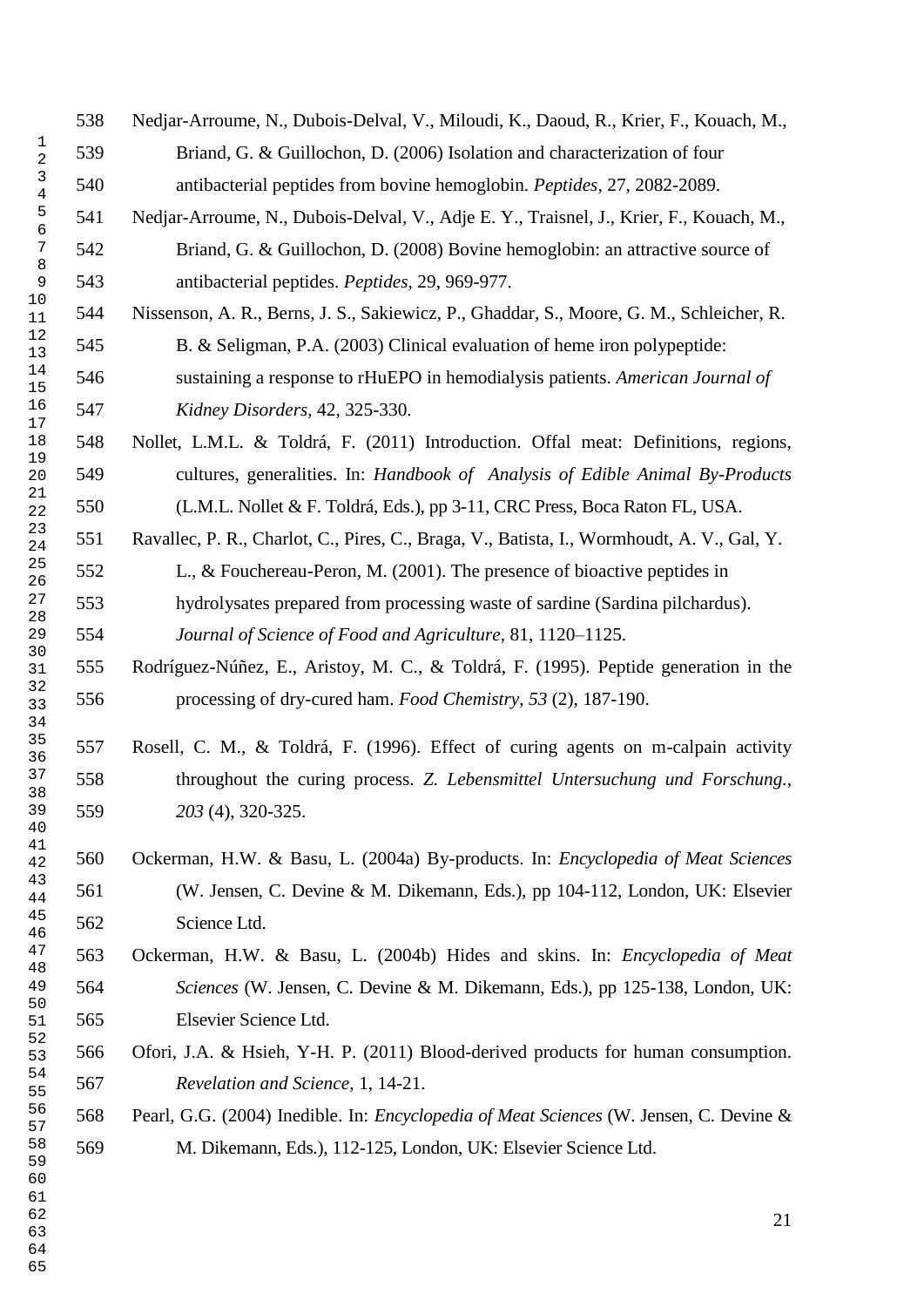Nedjar-Arroume, N., Dubois-Delval, V., Miloudi, K., Daoud, R., Krier, F., Kouach, M., Briand, G. & Guillochon, D. (2006) Isolation and characterization of four antibacterial peptides from bovine hemoglobin. *Peptides*, 27, 2082-2089.

Nedjar-Arroume, N., Dubois-Delval, V., Adje E. Y., Traisnel, J., Krier, F., Kouach, M., Briand, G. & Guillochon, D. (2008) Bovine hemoglobin: an attractive source of antibacterial peptides. *Peptides*, 29, 969-977.

Nissenson, A. R., Berns, J. S., Sakiewicz, P., Ghaddar, S., Moore, G. M., Schleicher, R. B. & Seligman, P.A. (2003) Clinical evaluation of heme iron polypeptide: sustaining a response to rHuEPO in hemodialysis patients. *American Journal of Kidney Disorders*, 42, 325-330.

Nollet, L.M.L. & Toldrá, F. (2011) Introduction. Offal meat: Definitions, regions, cultures, generalities. In: *Handbook of Analysis of Edible Animal By-Products* (L.M.L. Nollet & F. Toldrá, Eds.), pp 3-11, CRC Press, Boca Raton FL, USA.

Ravallec, P. R., Charlot, C., Pires, C., Braga, V., Batista, I., Wormhoudt, A. V., Gal, Y. L., & Fouchereau-Peron, M. (2001). The presence of bioactive peptides in hydrolysates prepared from processing waste of sardine (Sardina pilchardus). *Journal of Science of Food and Agriculture*, 81, 1120–1125.

Rodríguez-Núñez, E., Aristoy, M. C., & Toldrá, F. (1995). Peptide generation in the processing of dry-cured ham. *Food Chemistry*, *53* (2), 187-190.

Rosell, C. M., & Toldrá, F. (1996). Effect of curing agents on m-calpain activity throughout the curing process. *Z. Lebensmittel Untersuchung und Forschung.*, *203* (4), 320-325.

Ockerman, H.W. & Basu, L. (2004a) By-products. In: *Encyclopedia of Meat Sciences* (W. Jensen, C. Devine & M. Dikemann, Eds.), pp 104-112, London, UK: Elsevier Science Ltd.

Ockerman, H.W. & Basu, L. (2004b) Hides and skins. In: *Encyclopedia of Meat Sciences* (W. Jensen, C. Devine & M. Dikemann, Eds.), pp 125-138, London, UK: Elsevier Science Ltd.

Ofori, J.A. & Hsieh, Y-H. P. (2011) Blood-derived products for human consumption. *Revelation and Science*, 1, 14-21.

Pearl, G.G. (2004) Inedible. In: *Encyclopedia of Meat Sciences* (W. Jensen, C. Devine & M. Dikemann, Eds.), 112-125, London, UK: Elsevier Science Ltd.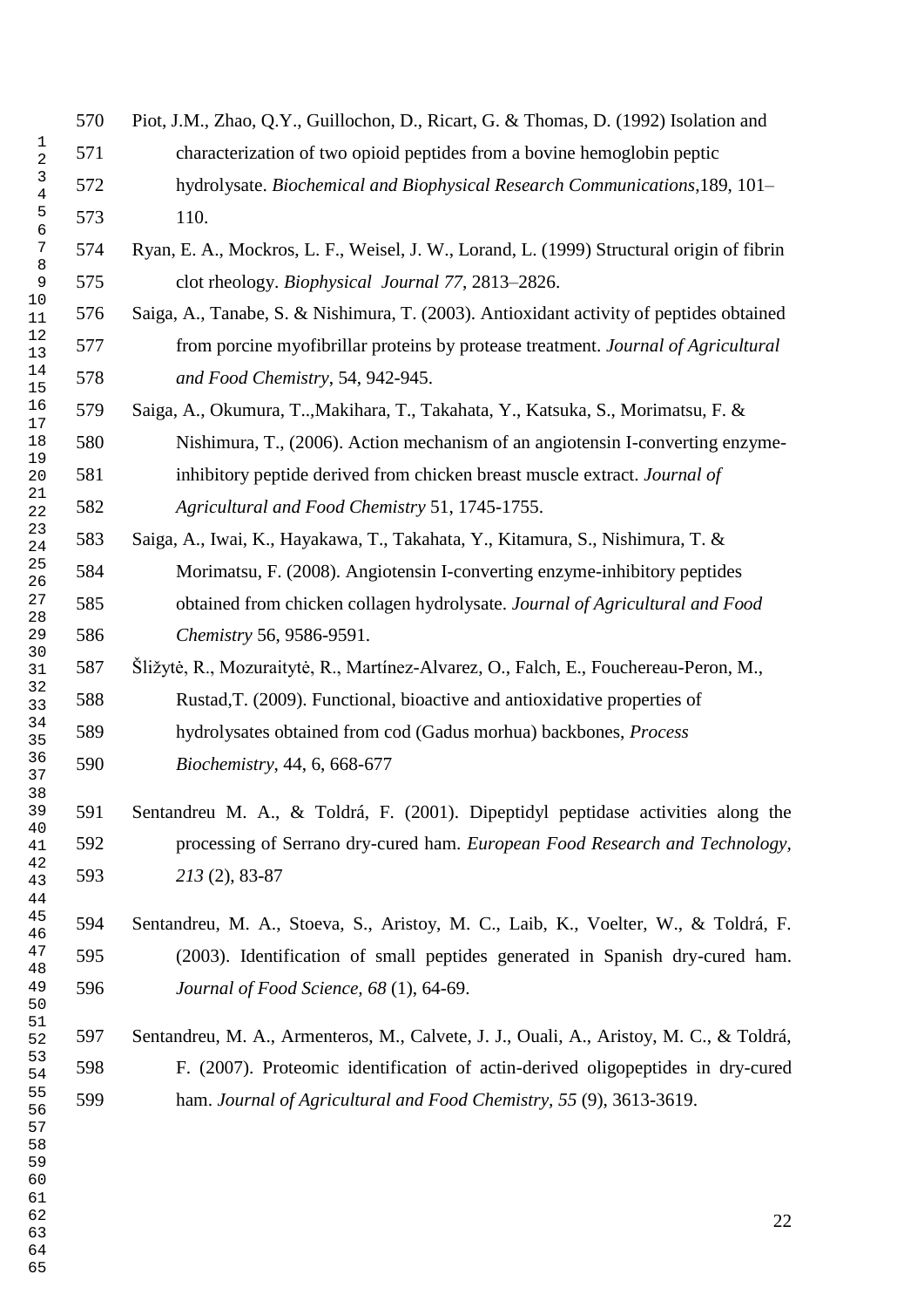Piot, J.M., Zhao, Q.Y., Guillochon, D., Ricart, G. & Thomas, D. (1992) Isolation and characterization of two opioid peptides from a bovine hemoglobin peptic hydrolysate. *Biochemical and Biophysical Research Communications*,189, 101–110.

Ryan, E. A., Mockros, L. F., Weisel, J. W., Lorand, L. (1999) Structural origin of fibrin clot rheology. *Biophysical Journal 77*, 2813–2826.

Saiga, A., Tanabe, S. & Nishimura, T. (2003). Antioxidant activity of peptides obtained from porcine myofibrillar proteins by protease treatment. *Journal of Agricultural and Food Chemistry*, 54, 942-945.

Saiga, A., Okumura, T..,Makihara, T., Takahata, Y., Katsuka, S., Morimatsu, F. & Nishimura, T., (2006). Action mechanism of an angiotensin I-converting enzyme-inhibitory peptide derived from chicken breast muscle extract. *Journal of Agricultural and Food Chemistry* 51, 1745-1755.

Saiga, A., Iwai, K., Hayakawa, T., Takahata, Y., Kitamura, S., Nishimura, T. & Morimatsu, F. (2008). Angiotensin I-converting enzyme-inhibitory peptides obtained from chicken collagen hydrolysate. *Journal of Agricultural and Food Chemistry* 56, 9586-9591.

Šližytė, R., Mozuraitytė, R., Martínez-Alvarez, O., Falch, E., Fouchereau-Peron, M., Rustad,T. (2009). Functional, bioactive and antioxidative properties of hydrolysates obtained from cod (Gadus morhua) backbones, *Process Biochemistry*, 44, 6, 668-677

Sentandreu M. A., & Toldrá, F. (2001). Dipeptidyl peptidase activities along the processing of Serrano dry-cured ham. *European Food Research and Technology, 213* (2), 83-87

Sentandreu, M. A., Stoeva, S., Aristoy, M. C., Laib, K., Voelter, W., & Toldrá, F. (2003). Identification of small peptides generated in Spanish dry-cured ham. *Journal of Food Science, 68* (1), 64-69.

Sentandreu, M. A., Armenteros, M., Calvete, J. J., Ouali, A., Aristoy, M. C., & Toldrá, F. (2007). Proteomic identification of actin-derived oligopeptides in dry-cured ham. *Journal of Agricultural and Food Chemistry*, *55* (9), 3613-3619.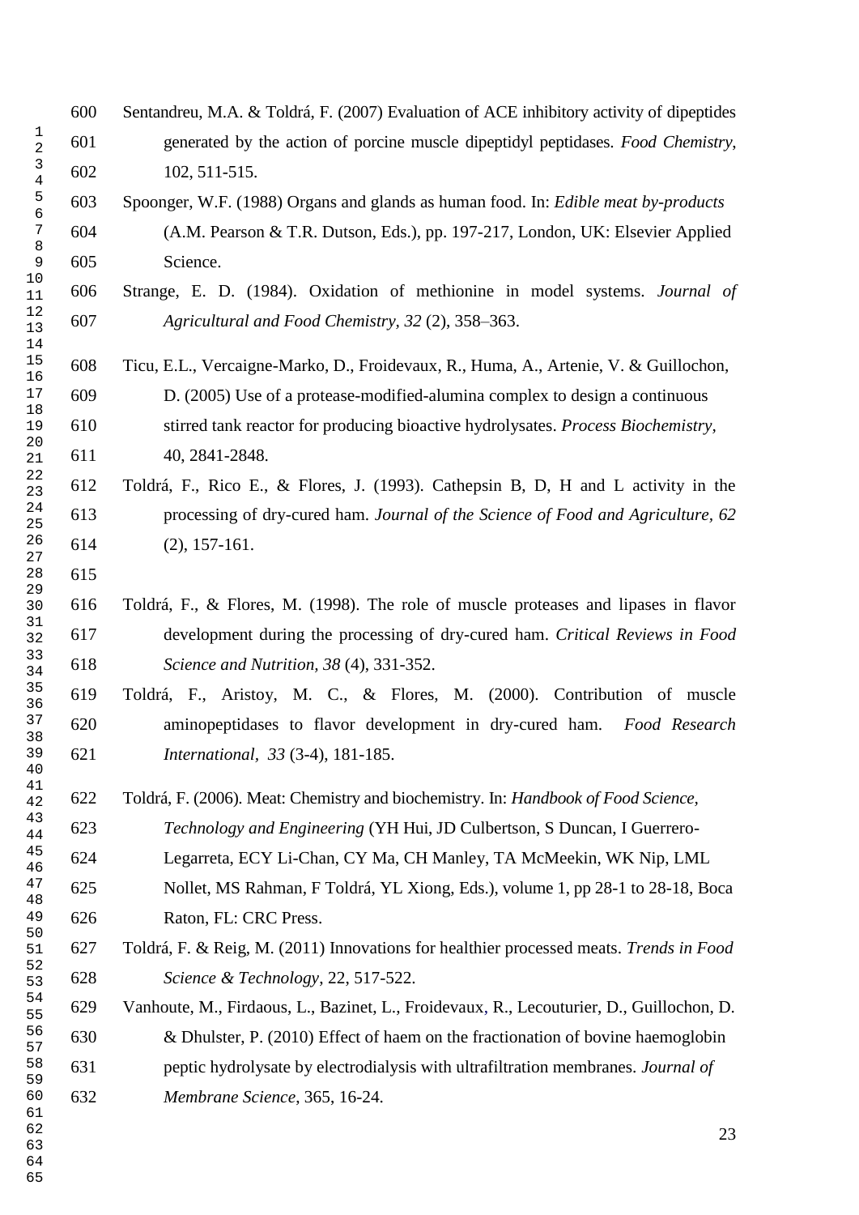Sentandreu, M.A. & Toldrá, F. (2007) Evaluation of ACE inhibitory activity of dipeptides generated by the action of porcine muscle dipeptidyl peptidases. *Food Chemistry*, 102, 511-515.

Spoonger, W.F. (1988) Organs and glands as human food. In: *Edible meat by-products* (A.M. Pearson & T.R. Dutson, Eds.), pp. 197-217, London, UK: Elsevier Applied Science.

Strange, E. D. (1984). Oxidation of methionine in model systems. *Journal of Agricultural and Food Chemistry, 32* (2), 358–363.

Ticu, E.L., Vercaigne-Marko, D., Froidevaux, R., Huma, A., Artenie, V. & Guillochon, D. (2005) Use of a protease-modified-alumina complex to design a continuous stirred tank reactor for producing bioactive hydrolysates. *Process Biochemistry*, 40, 2841-2848.

Toldrá, F., Rico E., & Flores, J. (1993). Cathepsin B, D, H and L activity in the processing of dry-cured ham. *Journal of the Science of Food and Agriculture, 62* (2), 157-161.

Toldrá, F., & Flores, M. (1998). The role of muscle proteases and lipases in flavor development during the processing of dry-cured ham. *Critical Reviews in Food Science and Nutrition, 38* (4), 331-352.

Toldrá, F., Aristoy, M. C., & Flores, M. (2000). Contribution of muscle aminopeptidases to flavor development in dry-cured ham. *Food Research International, 33* (3-4), 181-185.

Toldrá, F. (2006). Meat: Chemistry and biochemistry. In: *Handbook of Food Science, Technology and Engineering* (YH Hui, JD Culbertson, S Duncan, I Guerrero-Legarreta, ECY Li-Chan, CY Ma, CH Manley, TA McMeekin, WK Nip, LML Nollet, MS Rahman, F Toldrá, YL Xiong, Eds.), volume 1, pp 28-1 to 28-18, Boca Raton, FL: CRC Press.

Toldrá, F. & Reig, M. (2011) Innovations for healthier processed meats. *Trends in Food Science & Technology*, 22, 517-522.

Vanhoute, M., Firdaous, L., Bazinet, L., Froidevaux, R., Lecouturier, D., Guillochon, D. & Dhulster, P. (2010) Effect of haem on the fractionation of bovine haemoglobin peptic hydrolysate by electrodialysis with ultrafiltration membranes. *Journal of Membrane Science*, 365, 16-24.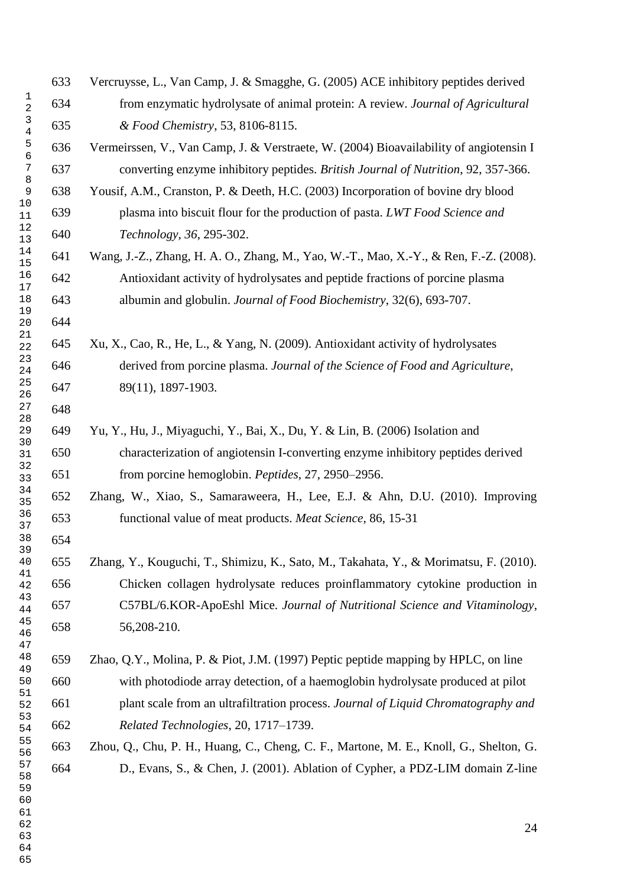Vercruysse, L., Van Camp, J. & Smagghe, G. (2005) ACE inhibitory peptides derived from enzymatic hydrolysate of animal protein: A review. *Journal of Agricultural & Food Chemistry*, 53, 8106-8115.

Vermeirssen, V., Van Camp, J. & Verstraete, W. (2004) Bioavailability of angiotensin I converting enzyme inhibitory peptides. *British Journal of Nutrition*, 92, 357-366.

Yousif, A.M., Cranston, P. & Deeth, H.C. (2003) Incorporation of bovine dry blood plasma into biscuit flour for the production of pasta. *LWT Food Science and Technology, 36*, 295-302.

Wang, J.-Z., Zhang, H. A. O., Zhang, M., Yao, W.-T., Mao, X.-Y., & Ren, F.-Z. (2008). Antioxidant activity of hydrolysates and peptide fractions of porcine plasma albumin and globulin. *Journal of Food Biochemistry*, 32(6), 693-707.

Xu, X., Cao, R., He, L., & Yang, N. (2009). Antioxidant activity of hydrolysates derived from porcine plasma. *Journal of the Science of Food and Agriculture*, 89(11), 1897-1903.

Yu, Y., Hu, J., Miyaguchi, Y., Bai, X., Du, Y. & Lin, B. (2006) Isolation and characterization of angiotensin I-converting enzyme inhibitory peptides derived from porcine hemoglobin. *Peptides*, 27, 2950–2956.

Zhang, W., Xiao, S., Samaraweera, H., Lee, E.J. & Ahn, D.U. (2010). Improving functional value of meat products. *Meat Science*, 86, 15-31

Zhang, Y., Kouguchi, T., Shimizu, K., Sato, M., Takahata, Y., & Morimatsu, F. (2010). Chicken collagen hydrolysate reduces proinflammatory cytokine production in C57BL/6.KOR-ApoEshl Mice. *Journal of Nutritional Science and Vitaminology*, 56,208-210.

Zhao, Q.Y., Molina, P. & Piot, J.M. (1997) Peptic peptide mapping by HPLC, on line with photodiode array detection, of a haemoglobin hydrolysate produced at pilot plant scale from an ultrafiltration process. *Journal of Liquid Chromatography and Related Technologies*, 20, 1717–1739.

Zhou, Q., Chu, P. H., Huang, C., Cheng, C. F., Martone, M. E., Knoll, G., Shelton, G. D., Evans, S., & Chen, J. (2001). Ablation of Cypher, a PDZ-LIM domain Z-line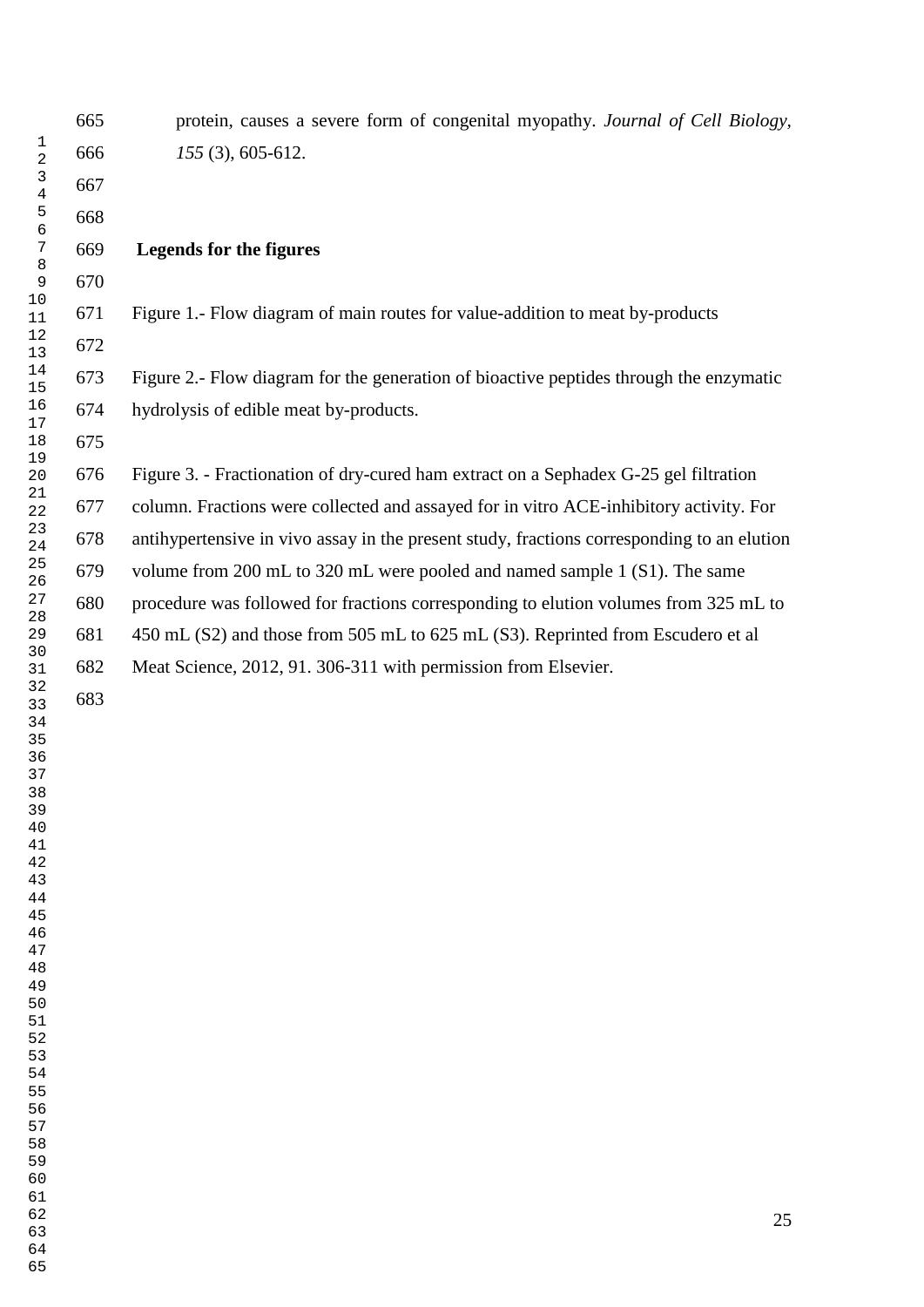protein, causes a severe form of congenital myopathy. *Journal of Cell Biology, 155* (3), 605-612.

**Legends for the figures**

Figure 1.- Flow diagram of main routes for value-addition to meat by-products

Figure 2.- Flow diagram for the generation of bioactive peptides through the enzymatic hydrolysis of edible meat by-products.

Figure 3. - Fractionation of dry-cured ham extract on a Sephadex G-25 gel filtration column. Fractions were collected and assayed for in vitro ACE-inhibitory activity. For antihypertensive in vivo assay in the present study, fractions corresponding to an elution volume from 200 mL to 320 mL were pooled and named sample 1 (S1). The same procedure was followed for fractions corresponding to elution volumes from 325 mL to 450 mL (S2) and those from 505 mL to 625 mL (S3). Reprinted from Escudero et al Meat Science, 2012, 91. 306-311 with permission from Elsevier.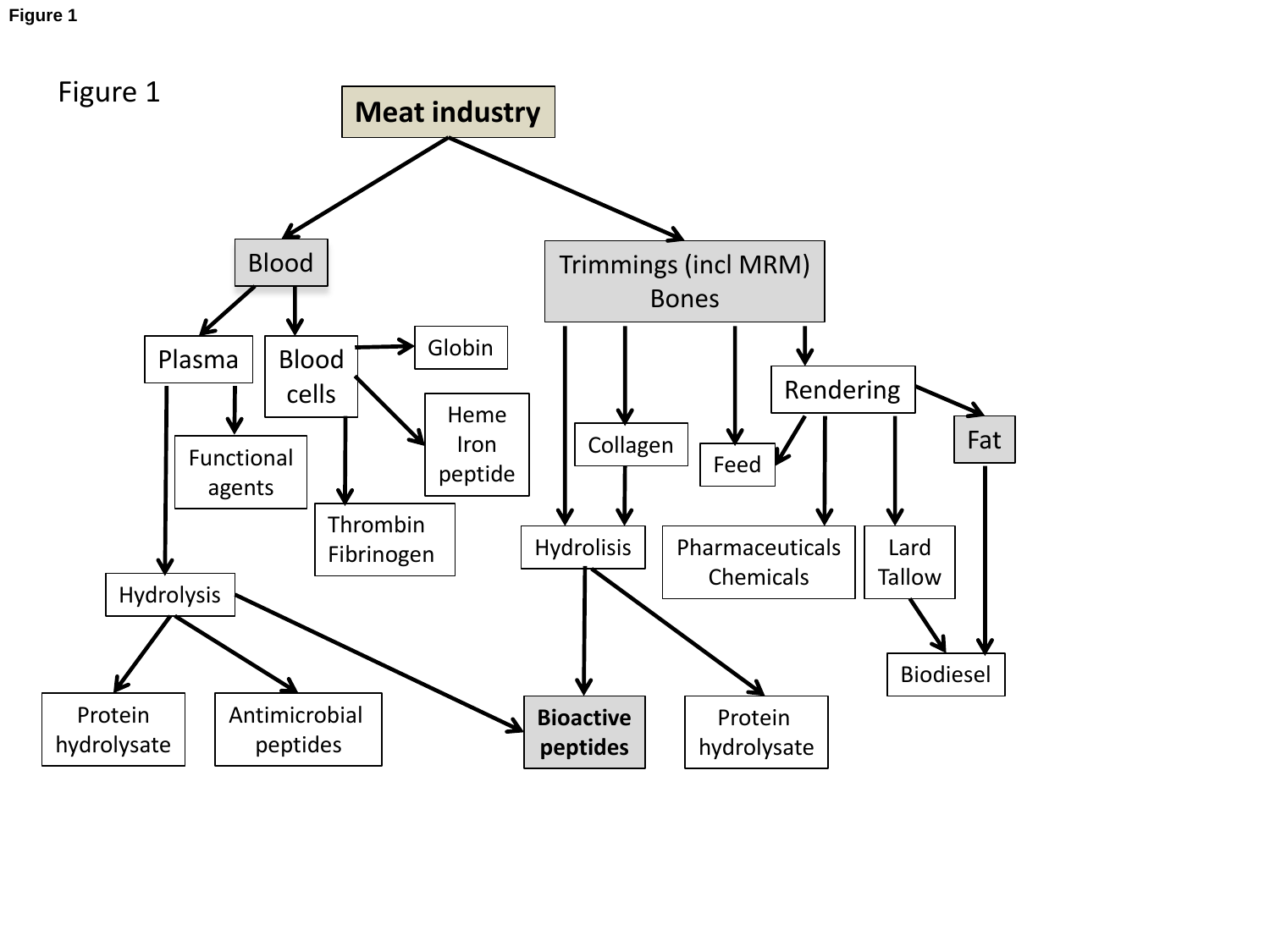Figure 1

Figure 1

**Meat industry**

- Blood
  - Plasma
    - Functional agents
    - Hydrolysis
      - Protein hydrolysate
      - Antimicrobial peptides
      - **Bioactive peptides**
  - Blood cells
    - Globin
    - Heme Iron peptide
    - Thrombin Fibrinogen
- Trimmings (incl MRM) Bones
  - Hydrolisis
    - **Bioactive peptides**
    - Protein hydrolysate
  - Collagen
    - Hydrolisis
  - Feed
  - Rendering
    - Feed
    - Pharmaceuticals Chemicals
    - Lard Tallow
      - Biodiesel
    - Fat
      - Biodiesel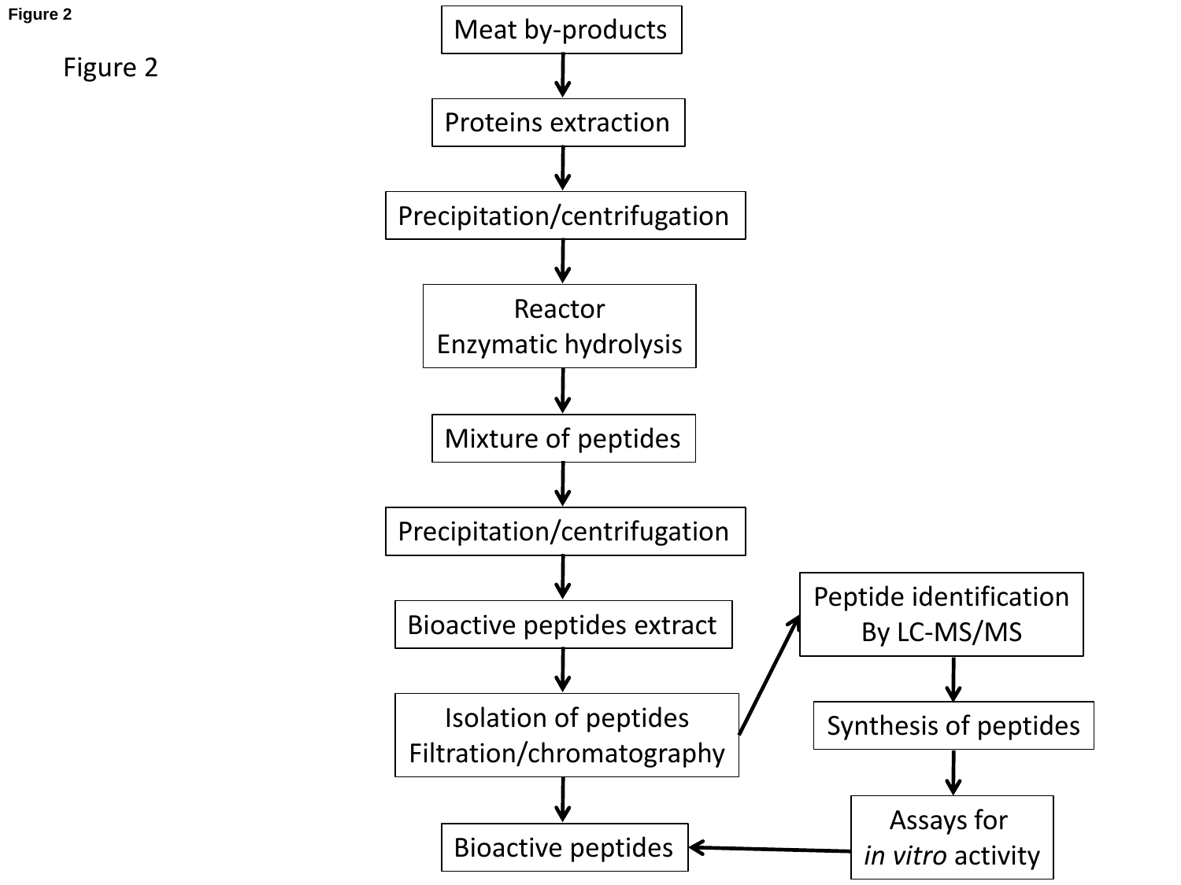Figure 2

Meat by-products

↓

Proteins extraction

↓

Precipitation/centrifugation

↓

Reactor
Enzymatic hydrolysis

↓

Mixture of peptides

↓

Precipitation/centrifugation

↓

Bioactive peptides extract

↓

Isolation of peptides
Filtration/chromatography

↓

Bioactive peptides

Isolation of peptides Filtration/chromatography → Peptide identification By LC-MS/MS

↓

Synthesis of peptides

↓

Assays for *in vitro* activity → Bioactive peptides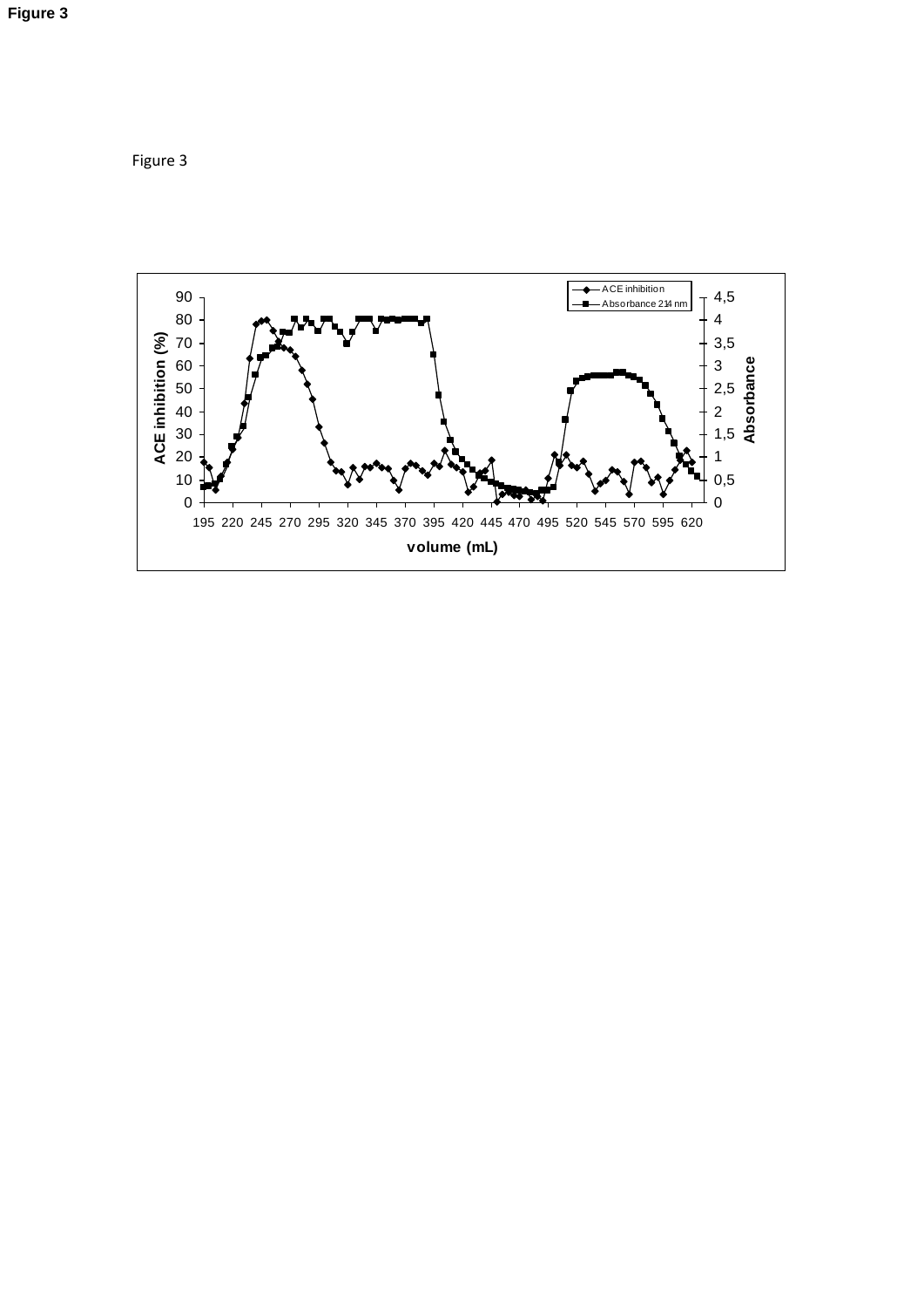**Figure 3**

Figure 3

ACE inhibition
Absorbance 214 nm

ACE inhibition (%)

0
10
20
30
40
50
60
70
80
90

Absorbance

0
0,5
1
1,5
2
2,5
3
3,5
4
4,5

195 220 245 270 295 320 345 370 395 420 445 470 495 520 545 570 595 620

volume (mL)